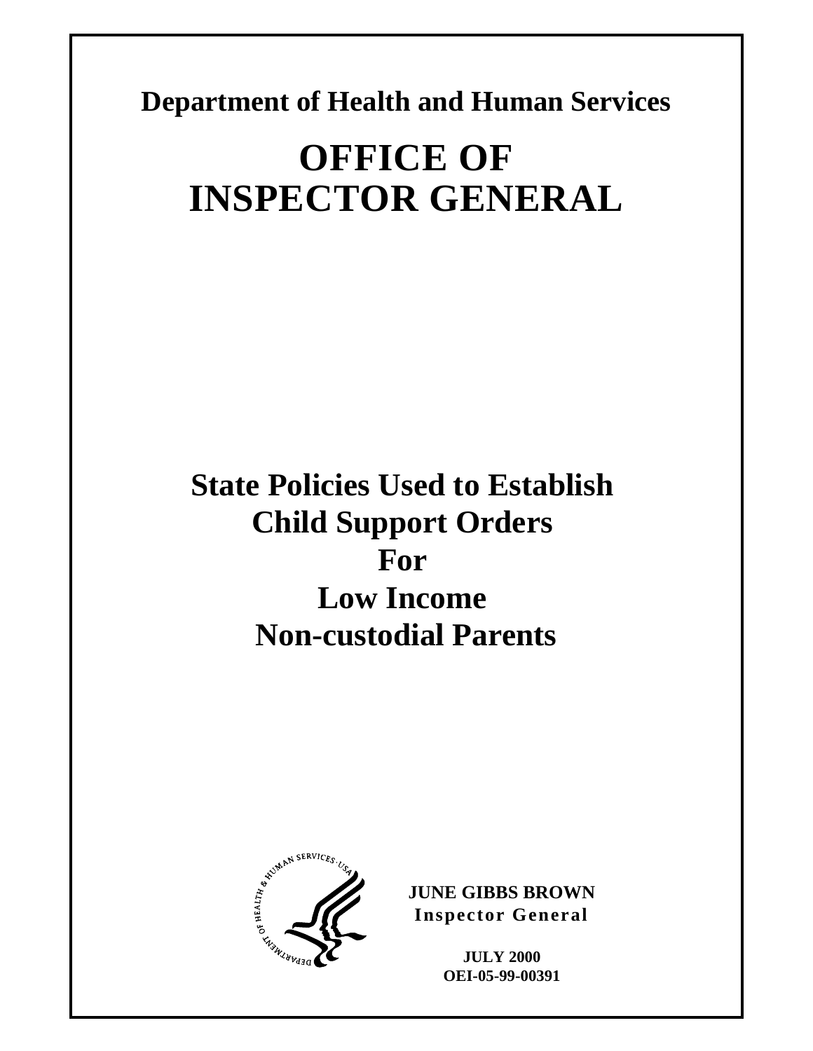**Department of Health and Human Services**

# OFFICE OF INSPECTOR GENERAL

# State Policies Used to Establish Child Support Orders For Low Income Non-custodial Parents

**JUNE GIBBS BROWN**
**Inspector General**

**JULY 2000**
**OEI-05-99-00391**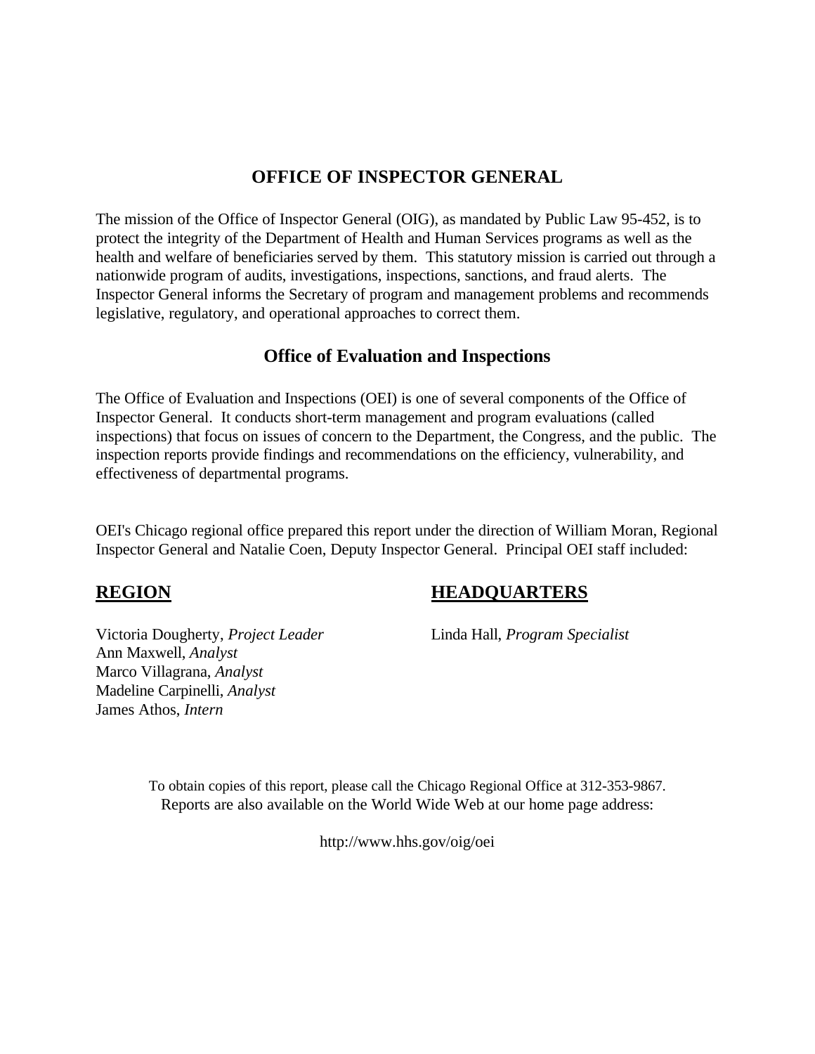# OFFICE OF INSPECTOR GENERAL

The mission of the Office of Inspector General (OIG), as mandated by Public Law 95-452, is to protect the integrity of the Department of Health and Human Services programs as well as the health and welfare of beneficiaries served by them. This statutory mission is carried out through a nationwide program of audits, investigations, inspections, sanctions, and fraud alerts. The Inspector General informs the Secretary of program and management problems and recommends legislative, regulatory, and operational approaches to correct them.

## Office of Evaluation and Inspections

The Office of Evaluation and Inspections (OEI) is one of several components of the Office of Inspector General. It conducts short-term management and program evaluations (called inspections) that focus on issues of concern to the Department, the Congress, and the public. The inspection reports provide findings and recommendations on the efficiency, vulnerability, and effectiveness of departmental programs.

OEI's Chicago regional office prepared this report under the direction of William Moran, Regional Inspector General and Natalie Coen, Deputy Inspector General. Principal OEI staff included:

### REGION

Victoria Dougherty, *Project Leader*
Ann Maxwell, *Analyst*
Marco Villagrana, *Analyst*
Madeline Carpinelli, *Analyst*
James Athos, *Intern*

### HEADQUARTERS

Linda Hall, *Program Specialist*

To obtain copies of this report, please call the Chicago Regional Office at 312-353-9867.
Reports are also available on the World Wide Web at our home page address:

http://www.hhs.gov/oig/oei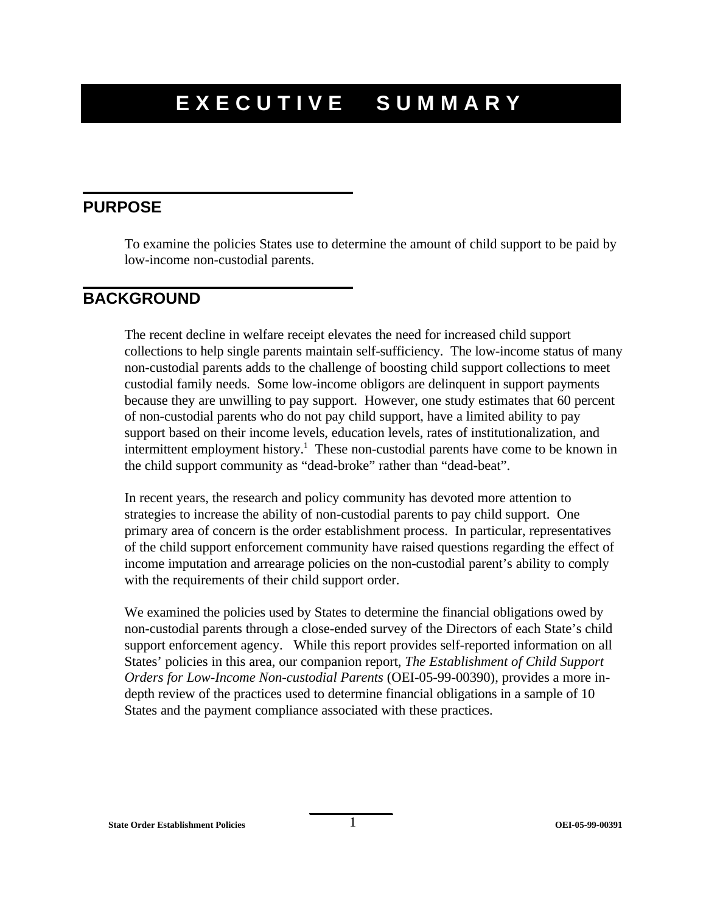# EXECUTIVE SUMMARY

## PURPOSE

To examine the policies States use to determine the amount of child support to be paid by low-income non-custodial parents.

## BACKGROUND

The recent decline in welfare receipt elevates the need for increased child support collections to help single parents maintain self-sufficiency. The low-income status of many non-custodial parents adds to the challenge of boosting child support collections to meet custodial family needs. Some low-income obligors are delinquent in support payments because they are unwilling to pay support. However, one study estimates that 60 percent of non-custodial parents who do not pay child support, have a limited ability to pay support based on their income levels, education levels, rates of institutionalization, and intermittent employment history.[1] These non-custodial parents have come to be known in the child support community as "dead-broke" rather than "dead-beat".

In recent years, the research and policy community has devoted more attention to strategies to increase the ability of non-custodial parents to pay child support. One primary area of concern is the order establishment process. In particular, representatives of the child support enforcement community have raised questions regarding the effect of income imputation and arrearage policies on the non-custodial parent's ability to comply with the requirements of their child support order.

We examined the policies used by States to determine the financial obligations owed by non-custodial parents through a close-ended survey of the Directors of each State's child support enforcement agency. While this report provides self-reported information on all States' policies in this area, our companion report, *The Establishment of Child Support Orders for Low-Income Non-custodial Parents* (OEI-05-99-00390), provides a more in-depth review of the practices used to determine financial obligations in a sample of 10 States and the payment compliance associated with these practices.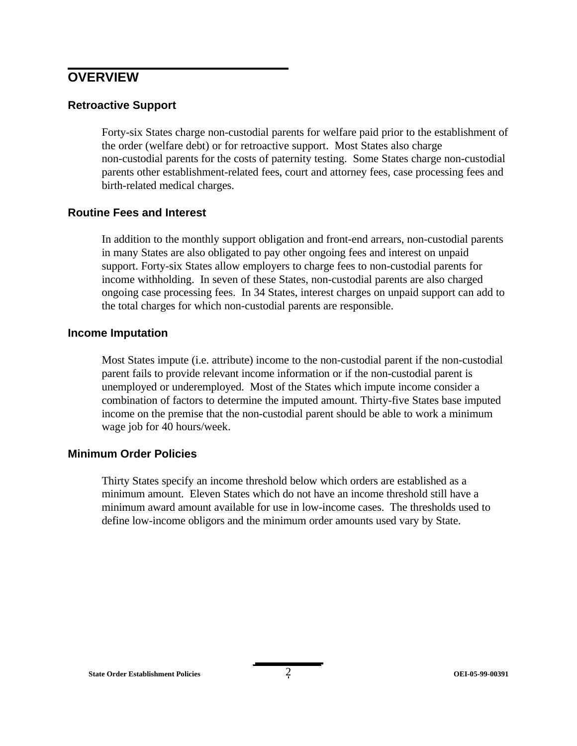## OVERVIEW

### Retroactive Support

Forty-six States charge non-custodial parents for welfare paid prior to the establishment of the order (welfare debt) or for retroactive support. Most States also charge non-custodial parents for the costs of paternity testing. Some States charge non-custodial parents other establishment-related fees, court and attorney fees, case processing fees and birth-related medical charges.

### Routine Fees and Interest

In addition to the monthly support obligation and front-end arrears, non-custodial parents in many States are also obligated to pay other ongoing fees and interest on unpaid support. Forty-six States allow employers to charge fees to non-custodial parents for income withholding. In seven of these States, non-custodial parents are also charged ongoing case processing fees. In 34 States, interest charges on unpaid support can add to the total charges for which non-custodial parents are responsible.

### Income Imputation

Most States impute (i.e. attribute) income to the non-custodial parent if the non-custodial parent fails to provide relevant income information or if the non-custodial parent is unemployed or underemployed. Most of the States which impute income consider a combination of factors to determine the imputed amount. Thirty-five States base imputed income on the premise that the non-custodial parent should be able to work a minimum wage job for 40 hours/week.

### Minimum Order Policies

Thirty States specify an income threshold below which orders are established as a minimum amount. Eleven States which do not have an income threshold still have a minimum award amount available for use in low-income cases. The thresholds used to define low-income obligors and the minimum order amounts used vary by State.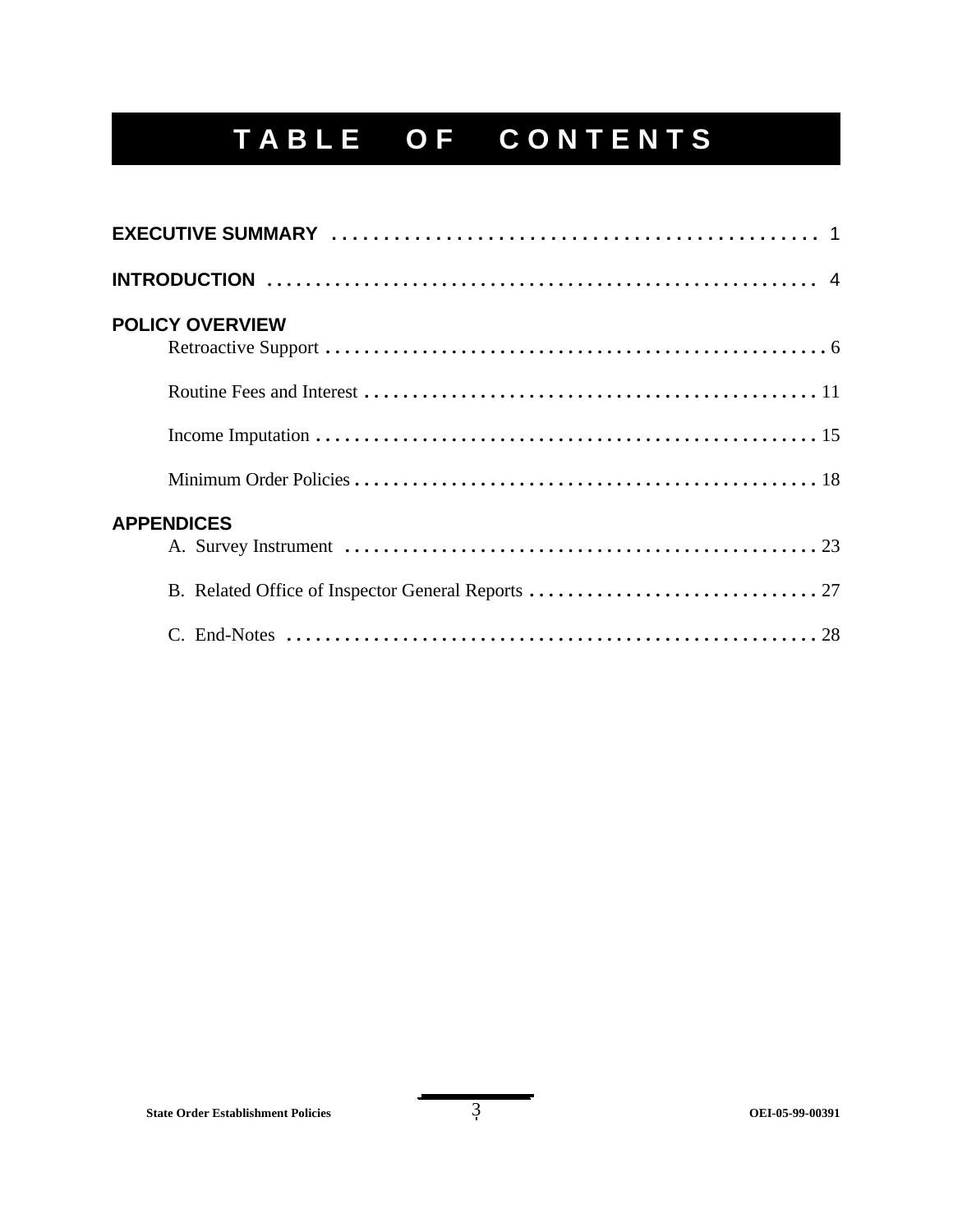# TABLE OF CONTENTS

**EXECUTIVE SUMMARY** . . . . . . . . . . . . . . . . . . . . . . . . . . . . . . . . . . . . . . . . . . . . . . . 1

**INTRODUCTION** . . . . . . . . . . . . . . . . . . . . . . . . . . . . . . . . . . . . . . . . . . . . . . . . . . . . . 4

**POLICY OVERVIEW**

- Retroactive Support . . . . . . . . . . . . . . . . . . . . . . . . . . . . . . . . . . . . . . . . . . . . . . . . . . . . 6
- Routine Fees and Interest . . . . . . . . . . . . . . . . . . . . . . . . . . . . . . . . . . . . . . . . . . . . . . . 11
- Income Imputation . . . . . . . . . . . . . . . . . . . . . . . . . . . . . . . . . . . . . . . . . . . . . . . . . . . . 15
- Minimum Order Policies . . . . . . . . . . . . . . . . . . . . . . . . . . . . . . . . . . . . . . . . . . . . . . . . 18

**APPENDICES**

- A. Survey Instrument . . . . . . . . . . . . . . . . . . . . . . . . . . . . . . . . . . . . . . . . . . . . . . . . . 23
- B. Related Office of Inspector General Reports . . . . . . . . . . . . . . . . . . . . . . . . . . . . . . 27
- C. End-Notes . . . . . . . . . . . . . . . . . . . . . . . . . . . . . . . . . . . . . . . . . . . . . . . . . . . . . . . . 28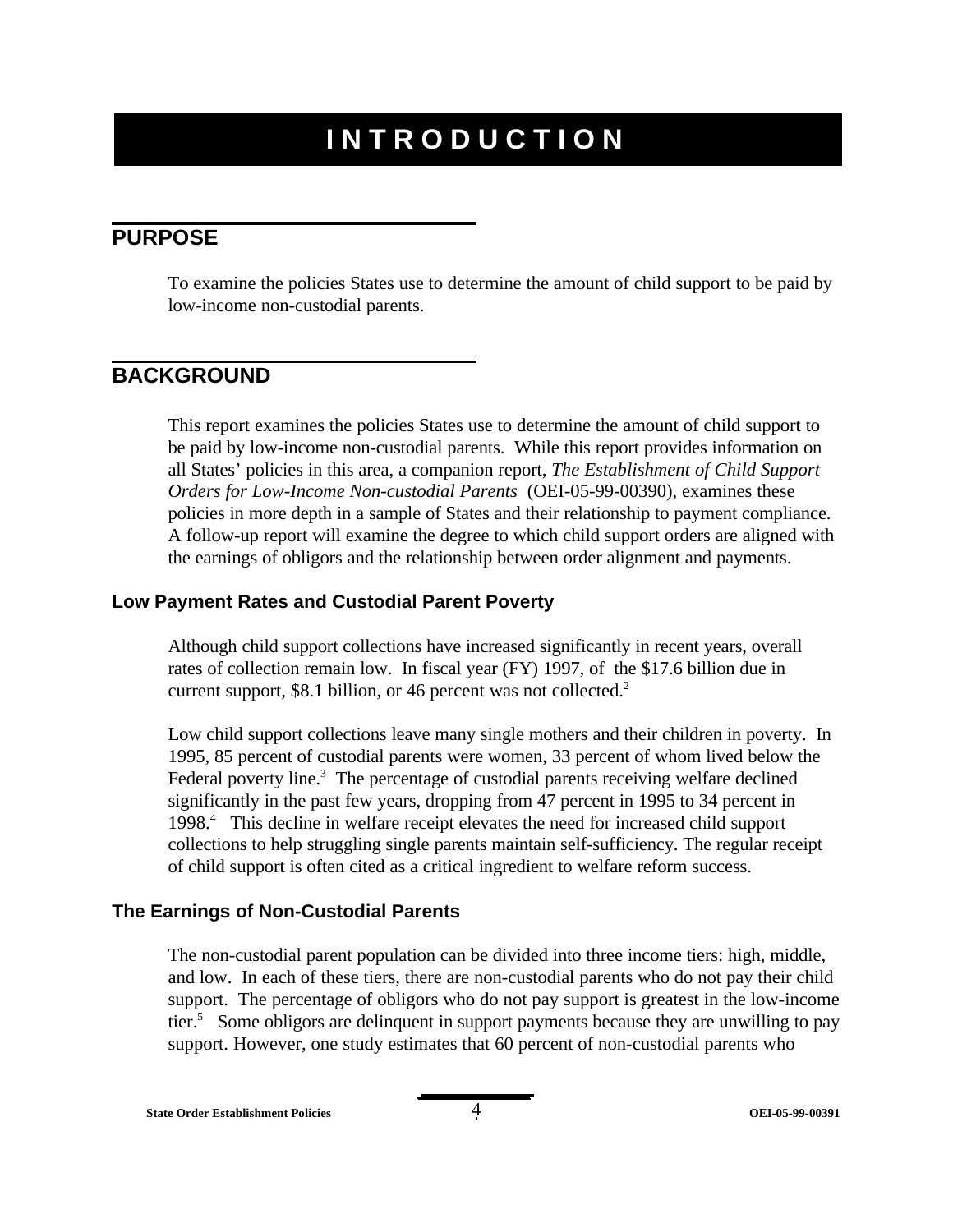# INTRODUCTION

## PURPOSE

To examine the policies States use to determine the amount of child support to be paid by low-income non-custodial parents.

## BACKGROUND

This report examines the policies States use to determine the amount of child support to be paid by low-income non-custodial parents. While this report provides information on all States' policies in this area, a companion report, *The Establishment of Child Support Orders for Low-Income Non-custodial Parents* (OEI-05-99-00390), examines these policies in more depth in a sample of States and their relationship to payment compliance. A follow-up report will examine the degree to which child support orders are aligned with the earnings of obligors and the relationship between order alignment and payments.

### Low Payment Rates and Custodial Parent Poverty

Although child support collections have increased significantly in recent years, overall rates of collection remain low. In fiscal year (FY) 1997, of the $17.6 billion due in current support, $8.1 billion, or 46 percent was not collected.[2]

Low child support collections leave many single mothers and their children in poverty. In 1995, 85 percent of custodial parents were women, 33 percent of whom lived below the Federal poverty line.[3] The percentage of custodial parents receiving welfare declined significantly in the past few years, dropping from 47 percent in 1995 to 34 percent in 1998.[4] This decline in welfare receipt elevates the need for increased child support collections to help struggling single parents maintain self-sufficiency. The regular receipt of child support is often cited as a critical ingredient to welfare reform success.

### The Earnings of Non-Custodial Parents

The non-custodial parent population can be divided into three income tiers: high, middle, and low. In each of these tiers, there are non-custodial parents who do not pay their child support. The percentage of obligors who do not pay support is greatest in the low-income tier.[5] Some obligors are delinquent in support payments because they are unwilling to pay support. However, one study estimates that 60 percent of non-custodial parents who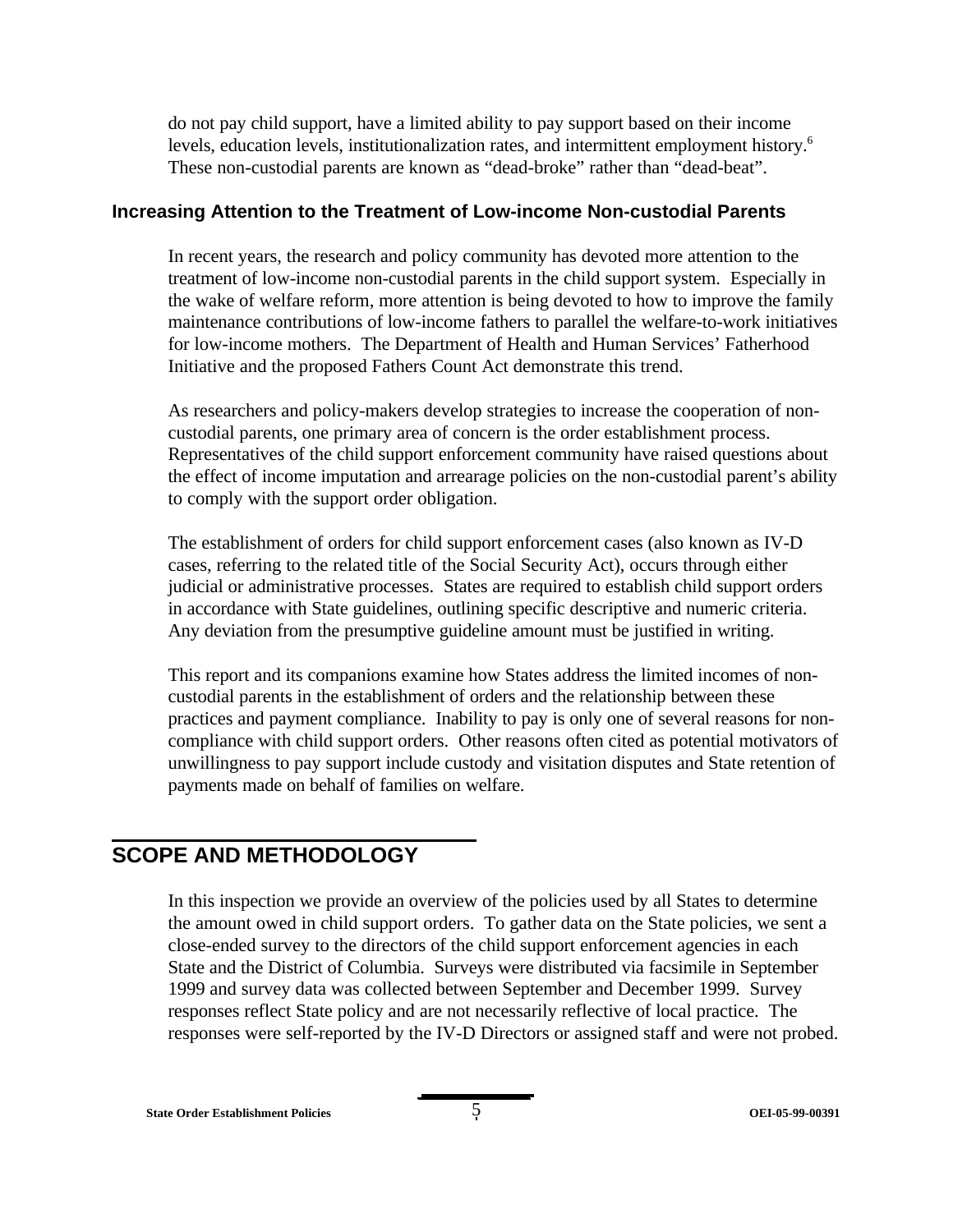do not pay child support, have a limited ability to pay support based on their income levels, education levels, institutionalization rates, and intermittent employment history.[6] These non-custodial parents are known as "dead-broke" rather than "dead-beat".

### Increasing Attention to the Treatment of Low-income Non-custodial Parents

In recent years, the research and policy community has devoted more attention to the treatment of low-income non-custodial parents in the child support system. Especially in the wake of welfare reform, more attention is being devoted to how to improve the family maintenance contributions of low-income fathers to parallel the welfare-to-work initiatives for low-income mothers. The Department of Health and Human Services' Fatherhood Initiative and the proposed Fathers Count Act demonstrate this trend.

As researchers and policy-makers develop strategies to increase the cooperation of non-custodial parents, one primary area of concern is the order establishment process. Representatives of the child support enforcement community have raised questions about the effect of income imputation and arrearage policies on the non-custodial parent's ability to comply with the support order obligation.

The establishment of orders for child support enforcement cases (also known as IV-D cases, referring to the related title of the Social Security Act), occurs through either judicial or administrative processes. States are required to establish child support orders in accordance with State guidelines, outlining specific descriptive and numeric criteria. Any deviation from the presumptive guideline amount must be justified in writing.

This report and its companions examine how States address the limited incomes of non-custodial parents in the establishment of orders and the relationship between these practices and payment compliance. Inability to pay is only one of several reasons for non-compliance with child support orders. Other reasons often cited as potential motivators of unwillingness to pay support include custody and visitation disputes and State retention of payments made on behalf of families on welfare.

## SCOPE AND METHODOLOGY

In this inspection we provide an overview of the policies used by all States to determine the amount owed in child support orders. To gather data on the State policies, we sent a close-ended survey to the directors of the child support enforcement agencies in each State and the District of Columbia. Surveys were distributed via facsimile in September 1999 and survey data was collected between September and December 1999. Survey responses reflect State policy and are not necessarily reflective of local practice. The responses were self-reported by the IV-D Directors or assigned staff and were not probed.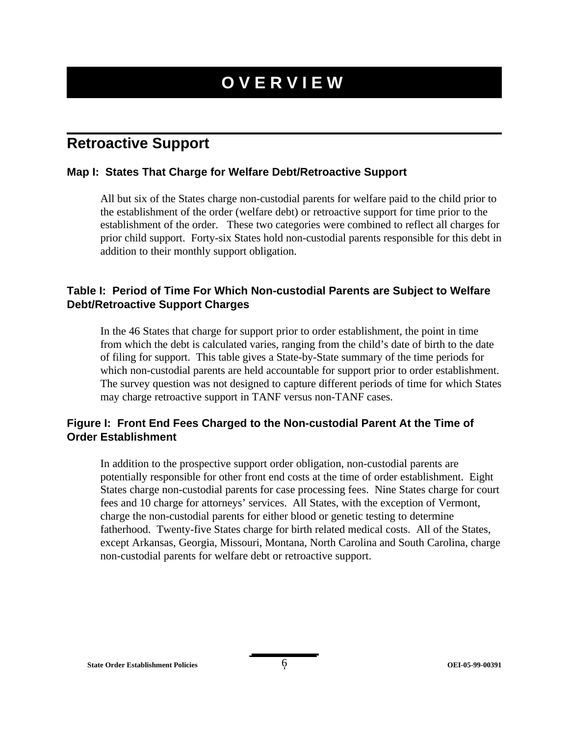# O V E R V I E W

## Retroactive Support

### Map I: States That Charge for Welfare Debt/Retroactive Support

All but six of the States charge non-custodial parents for welfare paid to the child prior to the establishment of the order (welfare debt) or retroactive support for time prior to the establishment of the order. These two categories were combined to reflect all charges for prior child support. Forty-six States hold non-custodial parents responsible for this debt in addition to their monthly support obligation.

### Table I: Period of Time For Which Non-custodial Parents are Subject to Welfare Debt/Retroactive Support Charges

In the 46 States that charge for support prior to order establishment, the point in time from which the debt is calculated varies, ranging from the child's date of birth to the date of filing for support. This table gives a State-by-State summary of the time periods for which non-custodial parents are held accountable for support prior to order establishment. The survey question was not designed to capture different periods of time for which States may charge retroactive support in TANF versus non-TANF cases.

### Figure I: Front End Fees Charged to the Non-custodial Parent At the Time of Order Establishment

In addition to the prospective support order obligation, non-custodial parents are potentially responsible for other front end costs at the time of order establishment. Eight States charge non-custodial parents for case processing fees. Nine States charge for court fees and 10 charge for attorneys' services. All States, with the exception of Vermont, charge the non-custodial parents for either blood or genetic testing to determine fatherhood. Twenty-five States charge for birth related medical costs. All of the States, except Arkansas, Georgia, Missouri, Montana, North Carolina and South Carolina, charge non-custodial parents for welfare debt or retroactive support.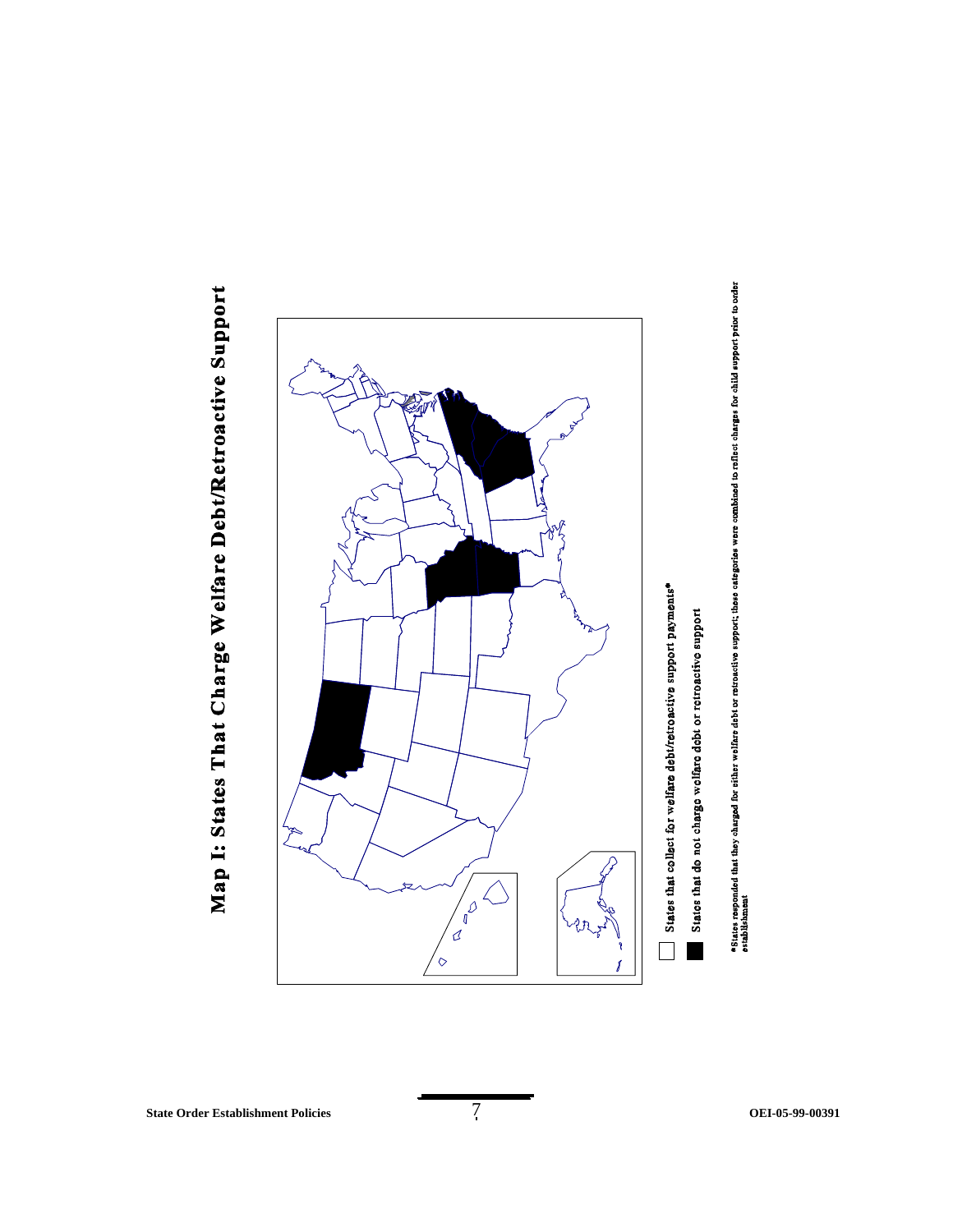# Map I: States That Charge Welfare Debt/Retroactive Support

States that collect for welfare debt/retroactive support payments*

States that do not charge welfare debt or retroactive support

*States responded that they charged for either welfare debt or retroactive support; these categories were combined to reflect charges for child support prior to order establishment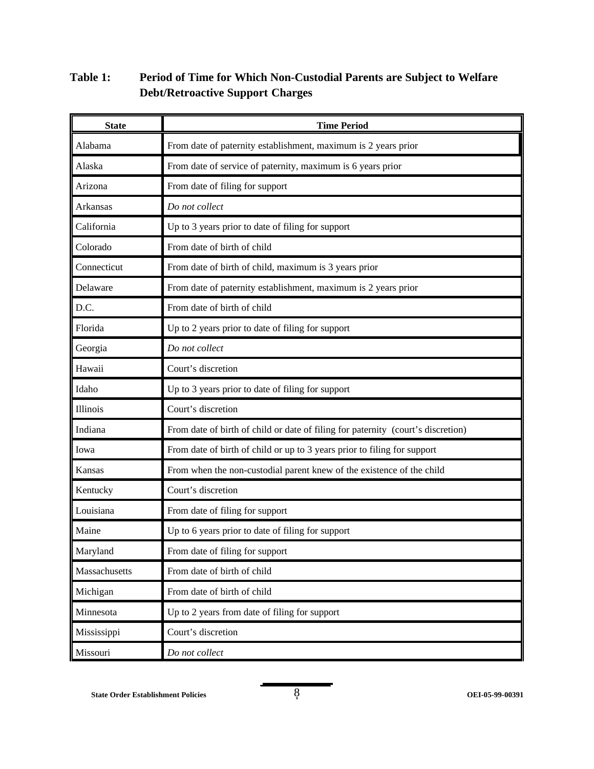**Table 1: Period of Time for Which Non-Custodial Parents are Subject to Welfare Debt/Retroactive Support Charges**

| State | Time Period |
| --- | --- |
| Alabama | From date of paternity establishment, maximum is 2 years prior |
| Alaska | From date of service of paternity, maximum is 6 years prior |
| Arizona | From date of filing for support |
| Arkansas | *Do not collect* |
| California | Up to 3 years prior to date of filing for support |
| Colorado | From date of birth of child |
| Connecticut | From date of birth of child, maximum is 3 years prior |
| Delaware | From date of paternity establishment, maximum is 2 years prior |
| D.C. | From date of birth of child |
| Florida | Up to 2 years prior to date of filing for support |
| Georgia | *Do not collect* |
| Hawaii | Court's discretion |
| Idaho | Up to 3 years prior to date of filing for support |
| Illinois | Court's discretion |
| Indiana | From date of birth of child or date of filing for paternity (court's discretion) |
| Iowa | From date of birth of child or up to 3 years prior to filing for support |
| Kansas | From when the non-custodial parent knew of the existence of the child |
| Kentucky | Court's discretion |
| Louisiana | From date of filing for support |
| Maine | Up to 6 years prior to date of filing for support |
| Maryland | From date of filing for support |
| Massachusetts | From date of birth of child |
| Michigan | From date of birth of child |
| Minnesota | Up to 2 years from date of filing for support |
| Mississippi | Court's discretion |
| Missouri | *Do not collect* |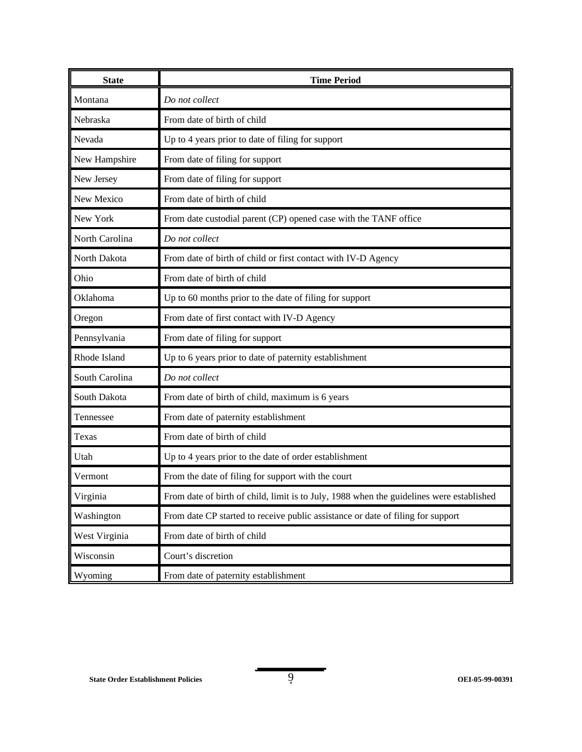| State | Time Period |
|---|---|
| Montana | *Do not collect* |
| Nebraska | From date of birth of child |
| Nevada | Up to 4 years prior to date of filing for support |
| New Hampshire | From date of filing for support |
| New Jersey | From date of filing for support |
| New Mexico | From date of birth of child |
| New York | From date custodial parent (CP) opened case with the TANF office |
| North Carolina | *Do not collect* |
| North Dakota | From date of birth of child or first contact with IV-D Agency |
| Ohio | From date of birth of child |
| Oklahoma | Up to 60 months prior to the date of filing for support |
| Oregon | From date of first contact with IV-D Agency |
| Pennsylvania | From date of filing for support |
| Rhode Island | Up to 6 years prior to date of paternity establishment |
| South Carolina | *Do not collect* |
| South Dakota | From date of birth of child, maximum is 6 years |
| Tennessee | From date of paternity establishment |
| Texas | From date of birth of child |
| Utah | Up to 4 years prior to the date of order establishment |
| Vermont | From the date of filing for support with the court |
| Virginia | From date of birth of child, limit is to July, 1988 when the guidelines were established |
| Washington | From date CP started to receive public assistance or date of filing for support |
| West Virginia | From date of birth of child |
| Wisconsin | Court's discretion |
| Wyoming | From date of paternity establishment |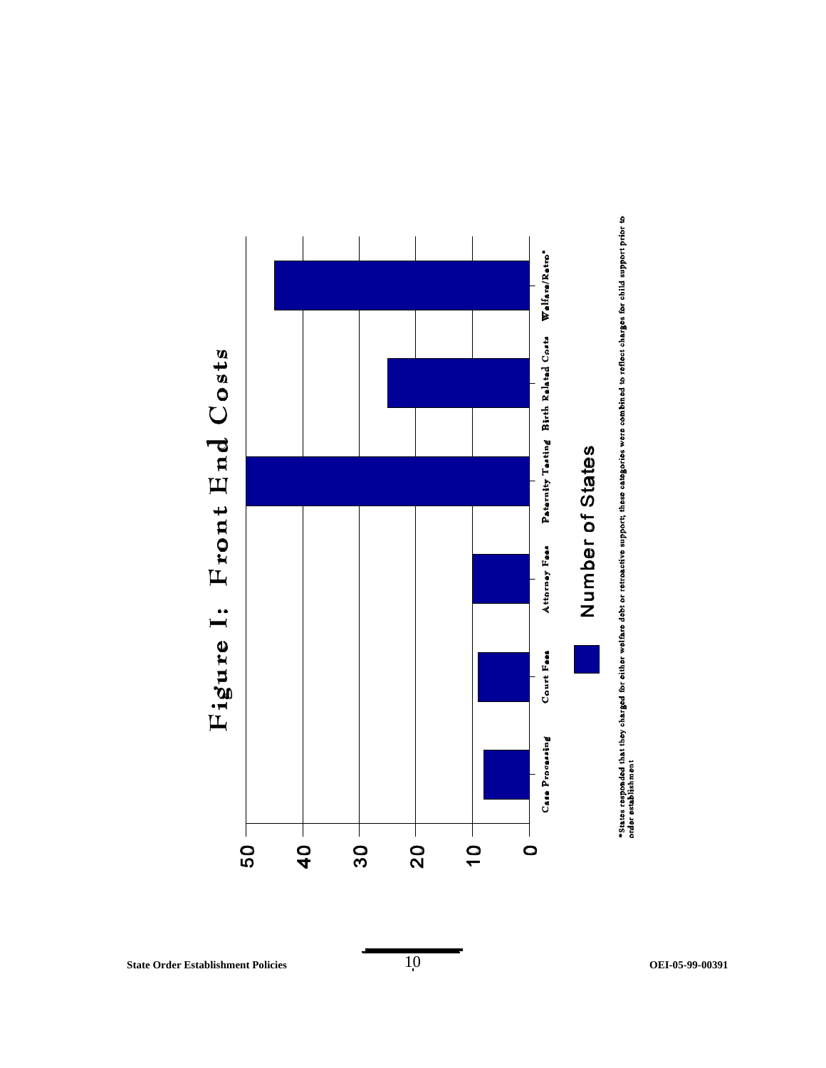# Figure I: Front End Costs

50

40

30

20

10

0

Case Processing

Court Fees

Attorney Fees

Paternity Testing

Birth Related Costs

Welfare/Retro*

Number of States

*States responded that they charged for either welfare debt or retroactive support; these categories were combined to reflect charges for child support prior to order establishment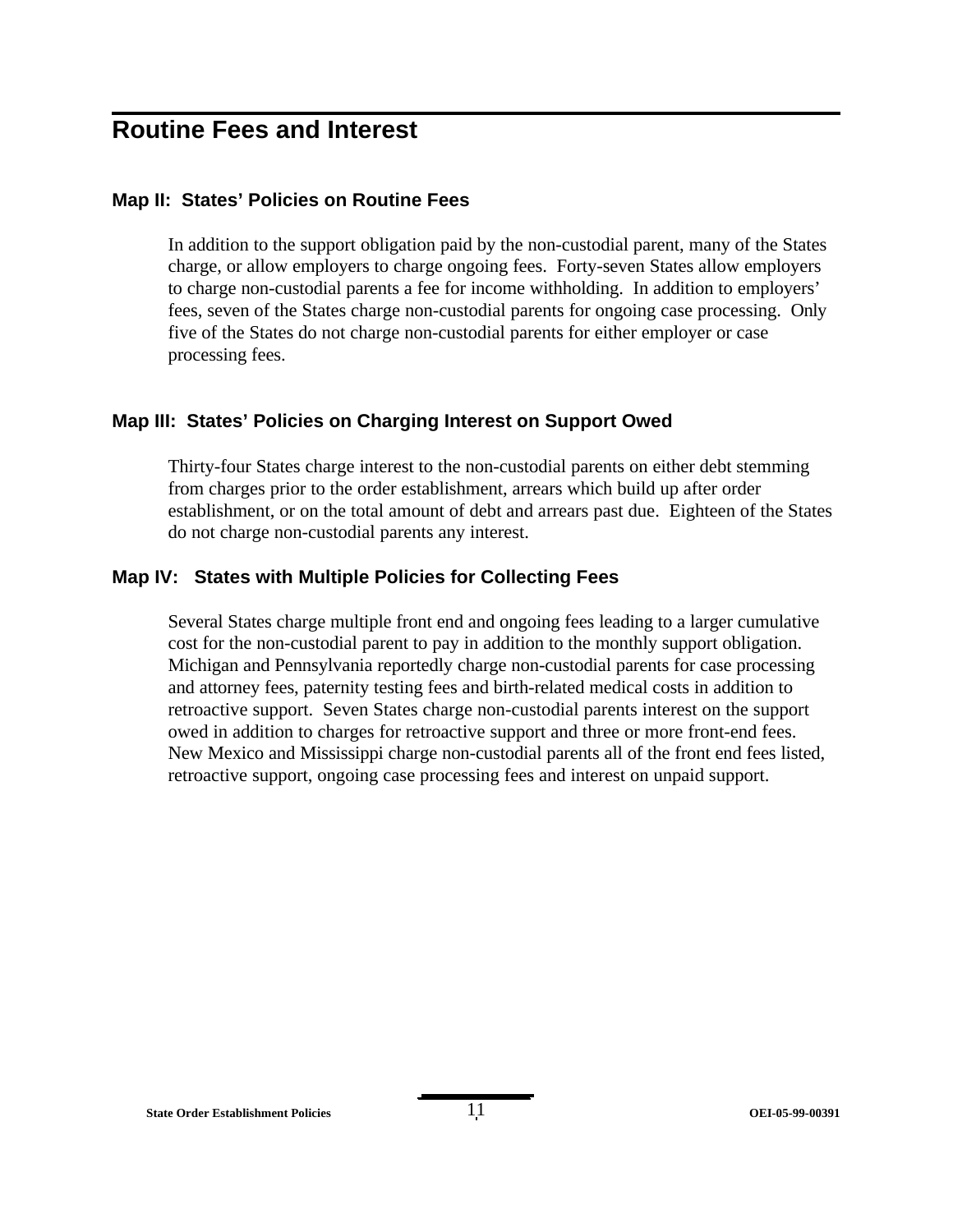## Routine Fees and Interest

### Map II: States' Policies on Routine Fees

In addition to the support obligation paid by the non-custodial parent, many of the States charge, or allow employers to charge ongoing fees. Forty-seven States allow employers to charge non-custodial parents a fee for income withholding. In addition to employers' fees, seven of the States charge non-custodial parents for ongoing case processing. Only five of the States do not charge non-custodial parents for either employer or case processing fees.

### Map III: States' Policies on Charging Interest on Support Owed

Thirty-four States charge interest to the non-custodial parents on either debt stemming from charges prior to the order establishment, arrears which build up after order establishment, or on the total amount of debt and arrears past due. Eighteen of the States do not charge non-custodial parents any interest.

### Map IV: States with Multiple Policies for Collecting Fees

Several States charge multiple front end and ongoing fees leading to a larger cumulative cost for the non-custodial parent to pay in addition to the monthly support obligation. Michigan and Pennsylvania reportedly charge non-custodial parents for case processing and attorney fees, paternity testing fees and birth-related medical costs in addition to retroactive support. Seven States charge non-custodial parents interest on the support owed in addition to charges for retroactive support and three or more front-end fees. New Mexico and Mississippi charge non-custodial parents all of the front end fees listed, retroactive support, ongoing case processing fees and interest on unpaid support.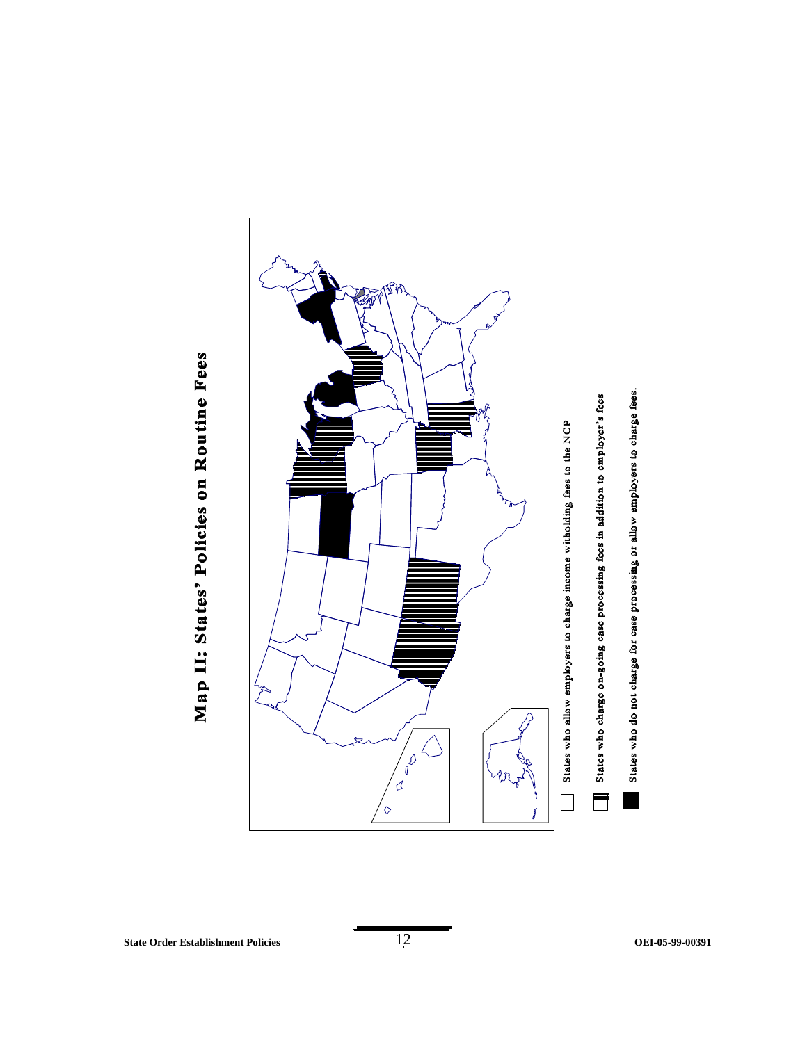# Map II: States' Policies on Routine Fees

States who allow employers to charge income witholding fees to the NCP

States who charge on-going case processing fees in addition to employer's fees

States who do not charge for case processing or allow employers to charge fees.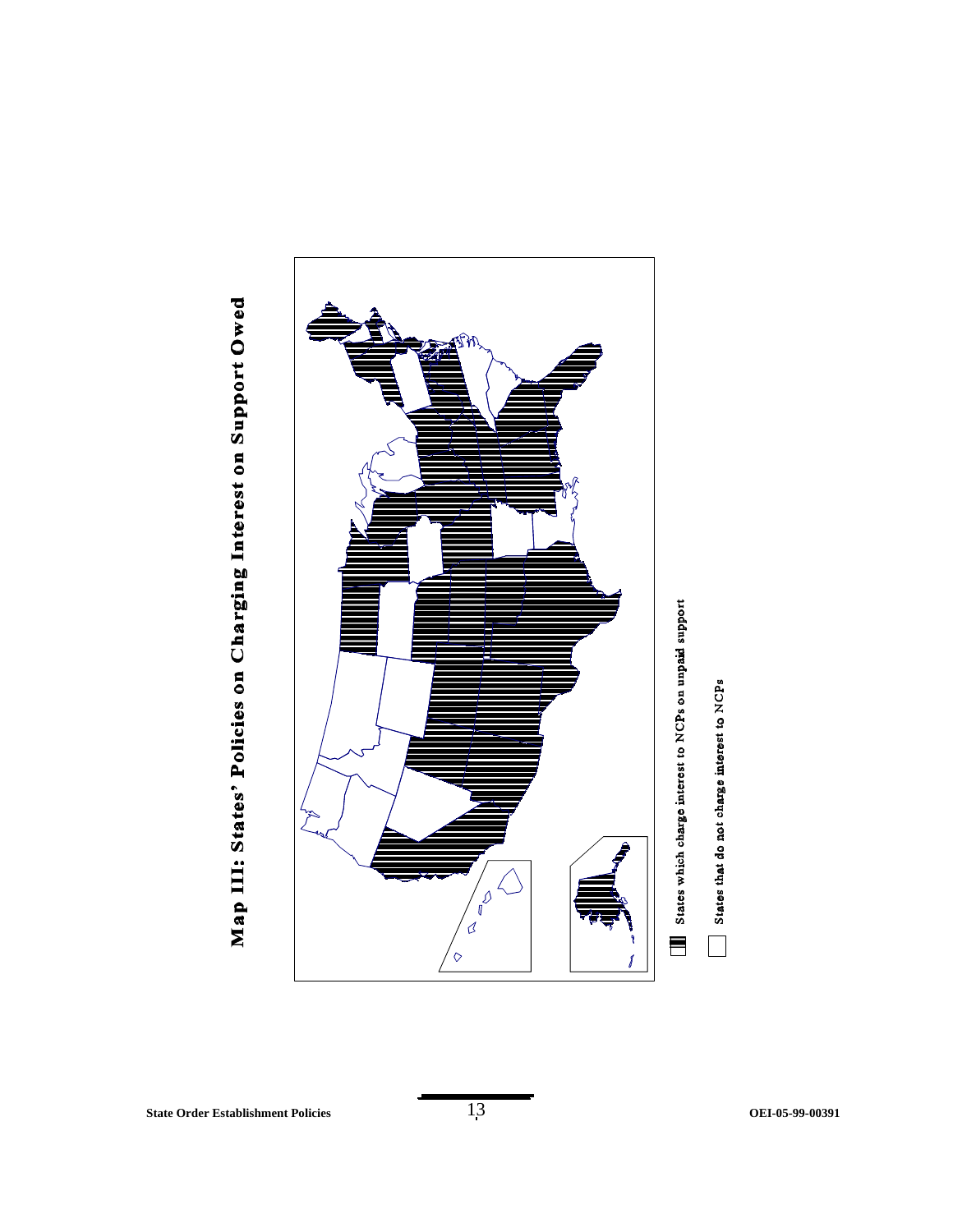# Map III: States' Policies on Charging Interest on Support Owed

States which charge interest to NCPs on unpaid support

States that do not charge interest to NCPs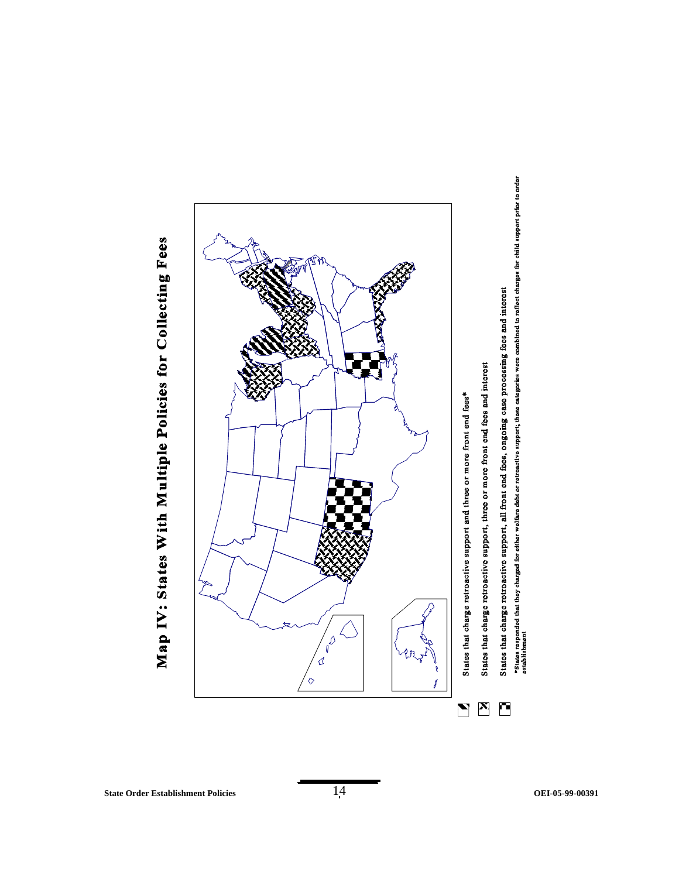# Map IV: States With Multiple Policies for Collecting Fees

States that charge retroactive support and three or more front end fees*

States that charge retroactive support, three or more front end fees and interest

States that charge retroactive support, all front end fees, ongoing case processing fees and interest

*States responded that they charged for either welfare debt or retroactive support; these categories were combined to reflect charges for child support prior to order establishment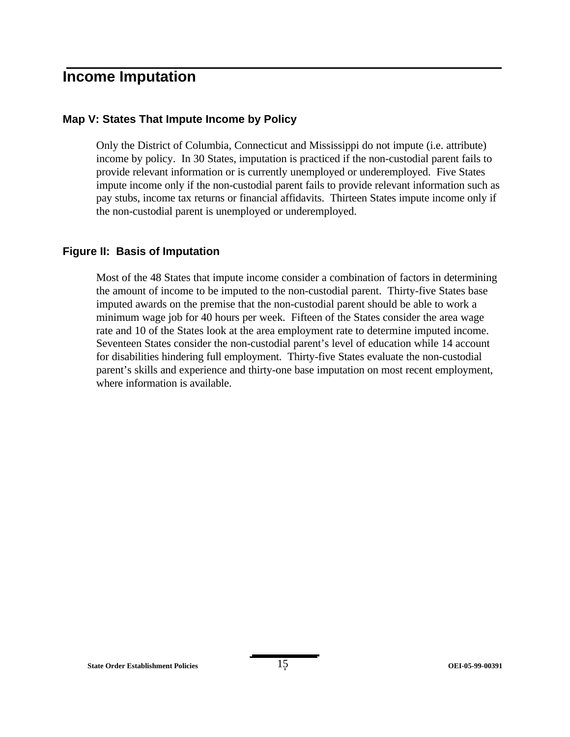# Income Imputation

### Map V: States That Impute Income by Policy

Only the District of Columbia, Connecticut and Mississippi do not impute (i.e. attribute) income by policy. In 30 States, imputation is practiced if the non-custodial parent fails to provide relevant information or is currently unemployed or underemployed. Five States impute income only if the non-custodial parent fails to provide relevant information such as pay stubs, income tax returns or financial affidavits. Thirteen States impute income only if the non-custodial parent is unemployed or underemployed.

### Figure II: Basis of Imputation

Most of the 48 States that impute income consider a combination of factors in determining the amount of income to be imputed to the non-custodial parent. Thirty-five States base imputed awards on the premise that the non-custodial parent should be able to work a minimum wage job for 40 hours per week. Fifteen of the States consider the area wage rate and 10 of the States look at the area employment rate to determine imputed income. Seventeen States consider the non-custodial parent's level of education while 14 account for disabilities hindering full employment. Thirty-five States evaluate the non-custodial parent's skills and experience and thirty-one base imputation on most recent employment, where information is available.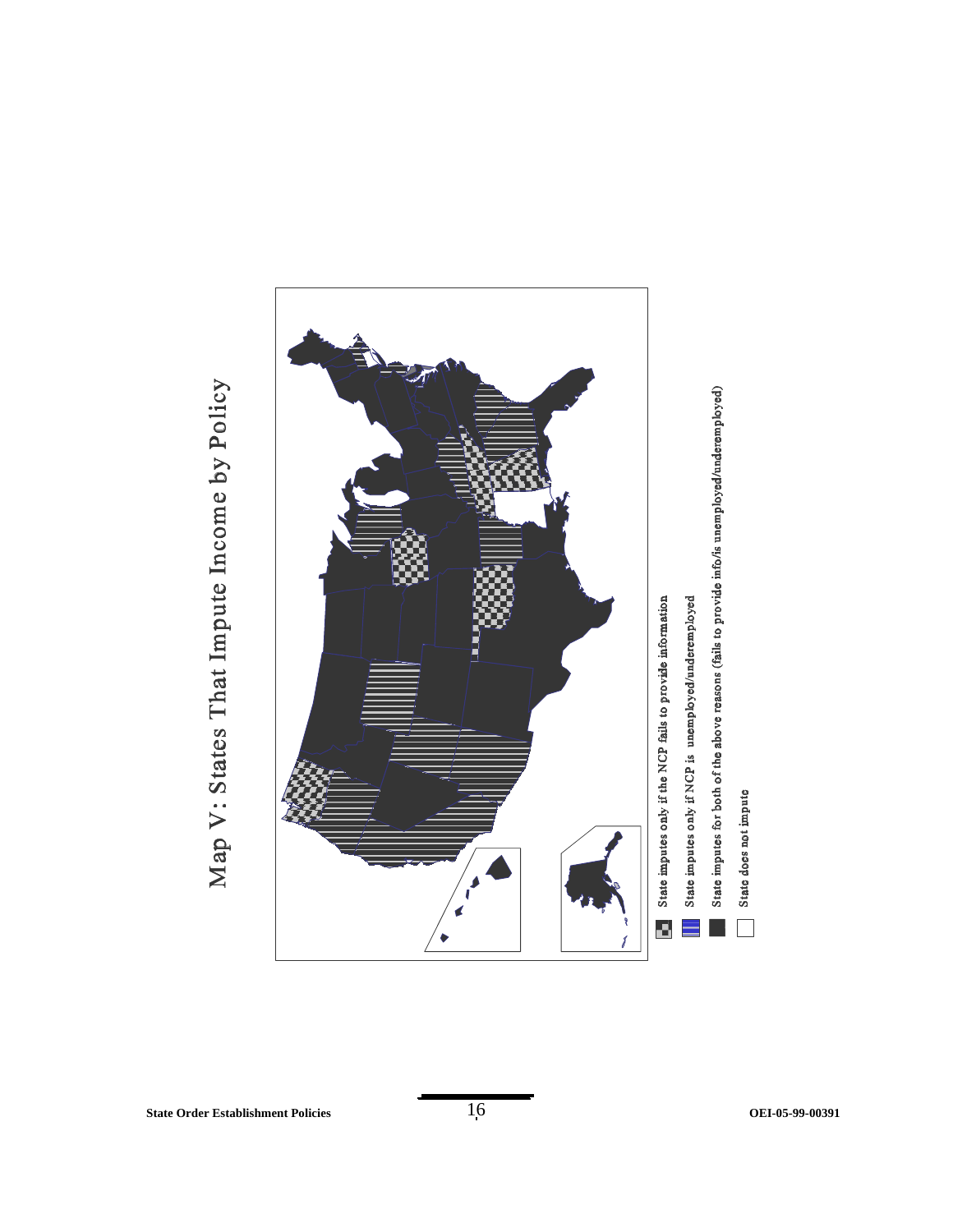# Map V: States That Impute Income by Policy

State imputes only if the NCP fails to provide information

State imputes only if NCP is unemployed/underemployed

State imputes for both of the above reasons (fails to provide info/is unemployed/underemployed)

State does not impute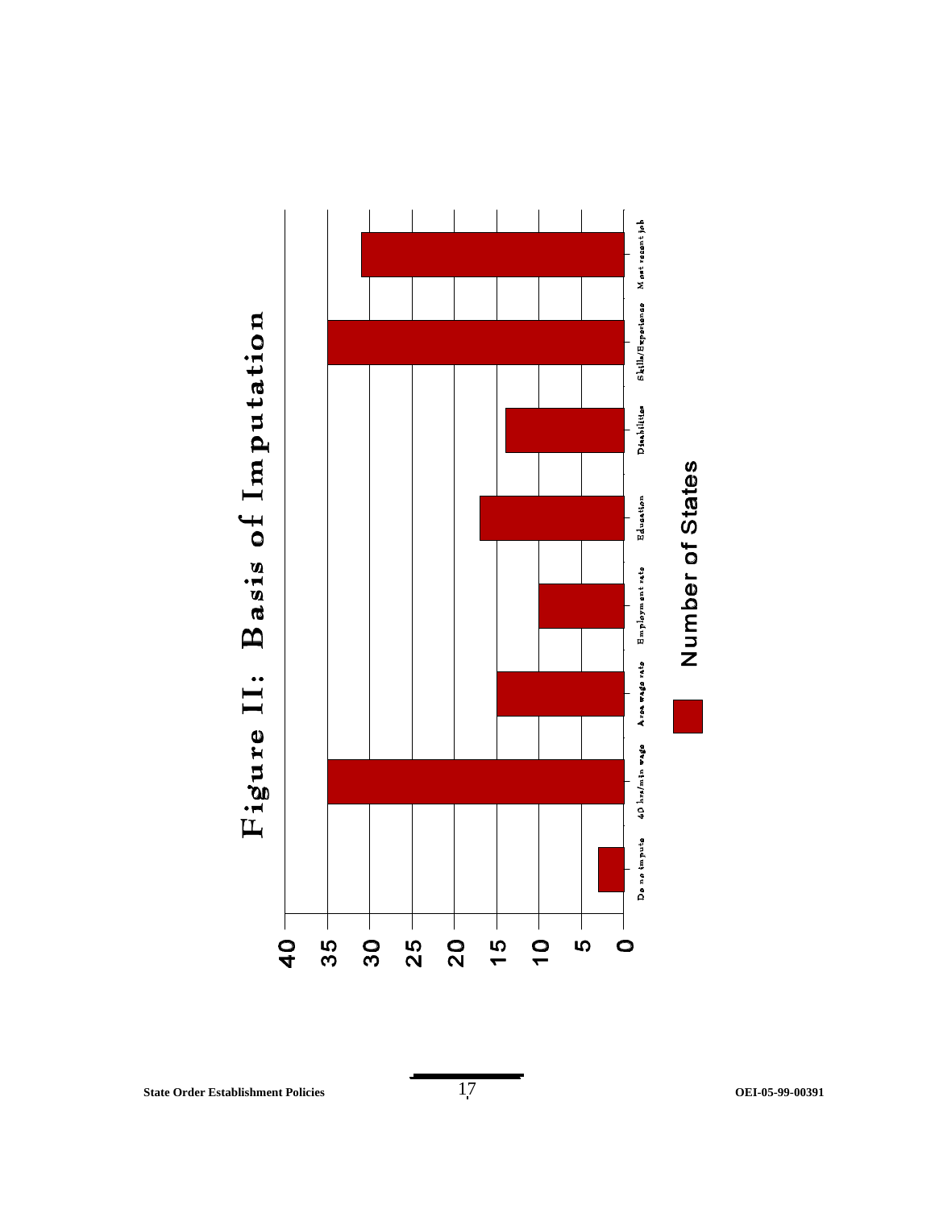# Figure II: Basis of Imputation

40
35
30
25
20
15
10
5
0

Do no impute
40 hrs/min wage
Area wage rate
Employment rate
Education
Disabilities
Skills/Experience
Most recent job

Number of States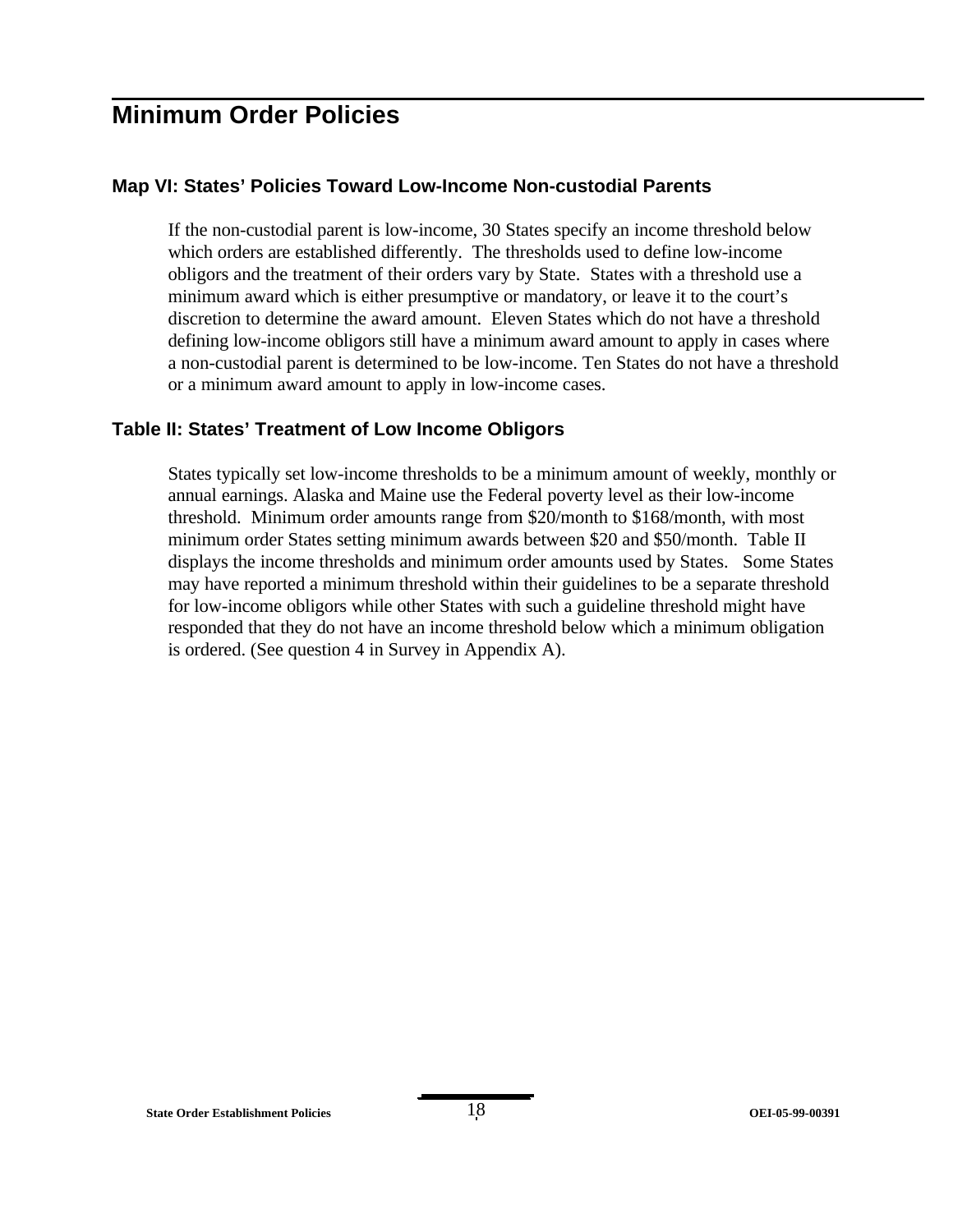# Minimum Order Policies

### Map VI: States' Policies Toward Low-Income Non-custodial Parents

If the non-custodial parent is low-income, 30 States specify an income threshold below which orders are established differently. The thresholds used to define low-income obligors and the treatment of their orders vary by State. States with a threshold use a minimum award which is either presumptive or mandatory, or leave it to the court's discretion to determine the award amount. Eleven States which do not have a threshold defining low-income obligors still have a minimum award amount to apply in cases where a non-custodial parent is determined to be low-income. Ten States do not have a threshold or a minimum award amount to apply in low-income cases.

### Table II: States' Treatment of Low Income Obligors

States typically set low-income thresholds to be a minimum amount of weekly, monthly or annual earnings. Alaska and Maine use the Federal poverty level as their low-income threshold. Minimum order amounts range from $20/month to $168/month, with most minimum order States setting minimum awards between $20 and $50/month. Table II displays the income thresholds and minimum order amounts used by States. Some States may have reported a minimum threshold within their guidelines to be a separate threshold for low-income obligors while other States with such a guideline threshold might have responded that they do not have an income threshold below which a minimum obligation is ordered. (See question 4 in Survey in Appendix A).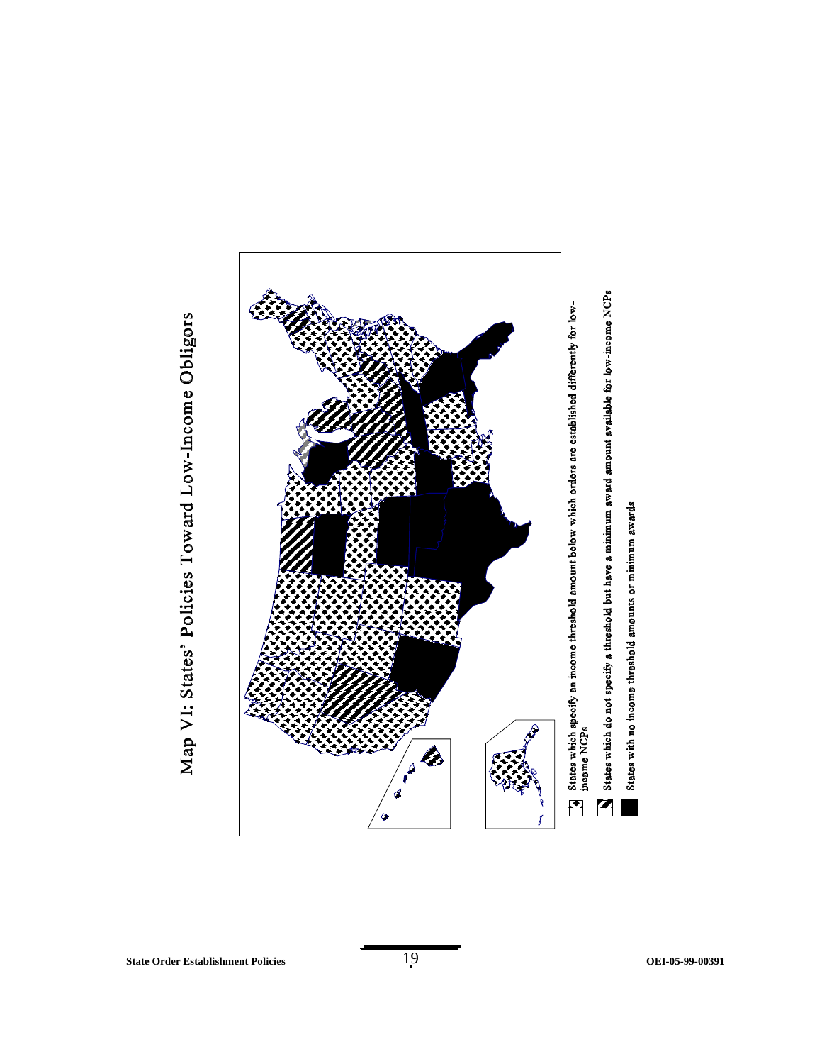# Map VI: States' Policies Toward Low-Income Obligors

States which specify an income threshold amount below which orders are established differently for low-income NCPs

States which do not specify a threshold but have a minimum award amount available for low-income NCPs

States with no income threshold amounts or minimum awards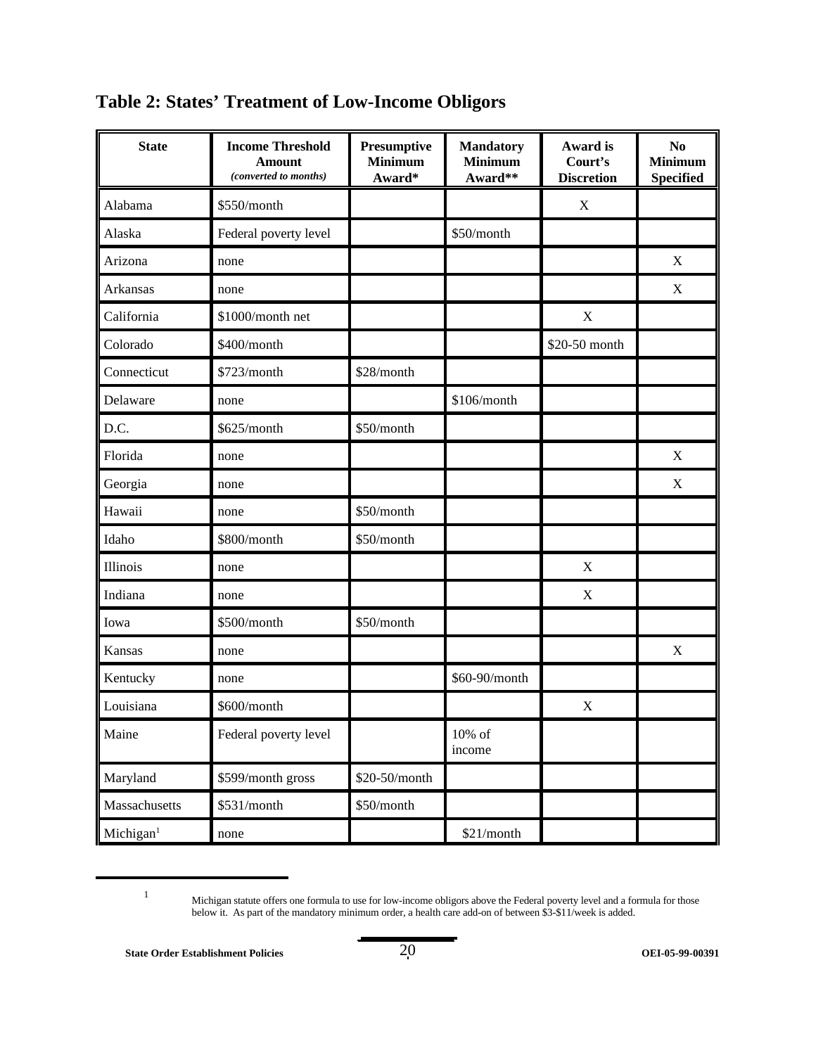## Table 2: States' Treatment of Low-Income Obligors

| State | Income Threshold Amount *(converted to months)* | Presumptive Minimum Award* | Mandatory Minimum Award** | Award is Court's Discretion | No Minimum Specified |
|---|---|---|---|---|---|
| Alabama | $550/month | | | X | |
| Alaska | Federal poverty level | | $50/month | | |
| Arizona | none | | | | X |
| Arkansas | none | | | | X |
| California | $1000/month net | | | X | |
| Colorado | $400/month | | | $20-50 month | |
| Connecticut | $723/month | $28/month | | | |
| Delaware | none | | $106/month | | |
| D.C. | $625/month | $50/month | | | |
| Florida | none | | | | X |
| Georgia | none | | | | X |
| Hawaii | none | $50/month | | | |
| Idaho | $800/month | $50/month | | | |
| Illinois | none | | | X | |
| Indiana | none | | | X | |
| Iowa | $500/month | $50/month | | | |
| Kansas | none | | | | X |
| Kentucky | none | | $60-90/month | | |
| Louisiana | $600/month | | | X | |
| Maine | Federal poverty level | | 10% of income | | |
| Maryland | $599/month gross | $20-50/month | | | |
| Massachusetts | $531/month | $50/month | | | |
| Michigan[1] | none | | $21/month | | |

[1] Michigan statute offers one formula to use for low-income obligors above the Federal poverty level and a formula for those below it. As part of the mandatory minimum order, a health care add-on of between $3-$11/week is added.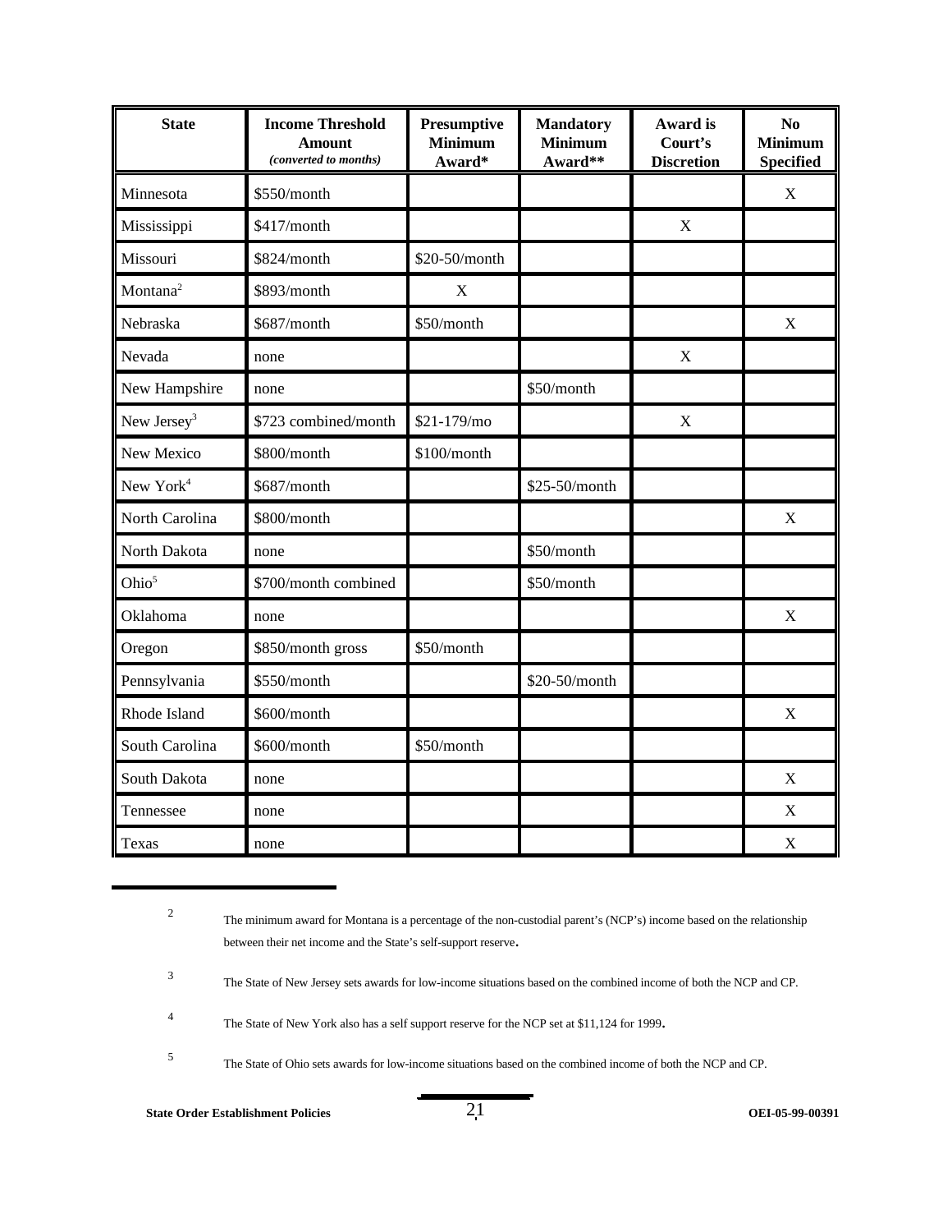| State | Income Threshold Amount *(converted to months)* | Presumptive Minimum Award* | Mandatory Minimum Award** | Award is Court's Discretion | No Minimum Specified |
|---|---|---|---|---|---|
| Minnesota | $550/month | | | | X |
| Mississippi | $417/month | | | X | |
| Missouri | $824/month | $20-50/month | | | |
| Montana[2] | $893/month | X | | | |
| Nebraska | $687/month | $50/month | | | X |
| Nevada | none | | | X | |
| New Hampshire | none | | $50/month | | |
| New Jersey[3] | $723 combined/month | $21-179/mo | | X | |
| New Mexico | $800/month | $100/month | | | |
| New York[4] | $687/month | | $25-50/month | | |
| North Carolina | $800/month | | | | X |
| North Dakota | none | | $50/month | | |
| Ohio[5] | $700/month combined | | $50/month | | |
| Oklahoma | none | | | | X |
| Oregon | $850/month gross | $50/month | | | |
| Pennsylvania | $550/month | | $20-50/month | | |
| Rhode Island | $600/month | | | | X |
| South Carolina | $600/month | $50/month | | | |
| South Dakota | none | | | | X |
| Tennessee | none | | | | X |
| Texas | none | | | | X |

---

[2] The minimum award for Montana is a percentage of the non-custodial parent's (NCP's) income based on the relationship between their net income and the State's self-support reserve.

[3] The State of New Jersey sets awards for low-income situations based on the combined income of both the NCP and CP.

[4] The State of New York also has a self support reserve for the NCP set at $11,124 for 1999.

[5] The State of Ohio sets awards for low-income situations based on the combined income of both the NCP and CP.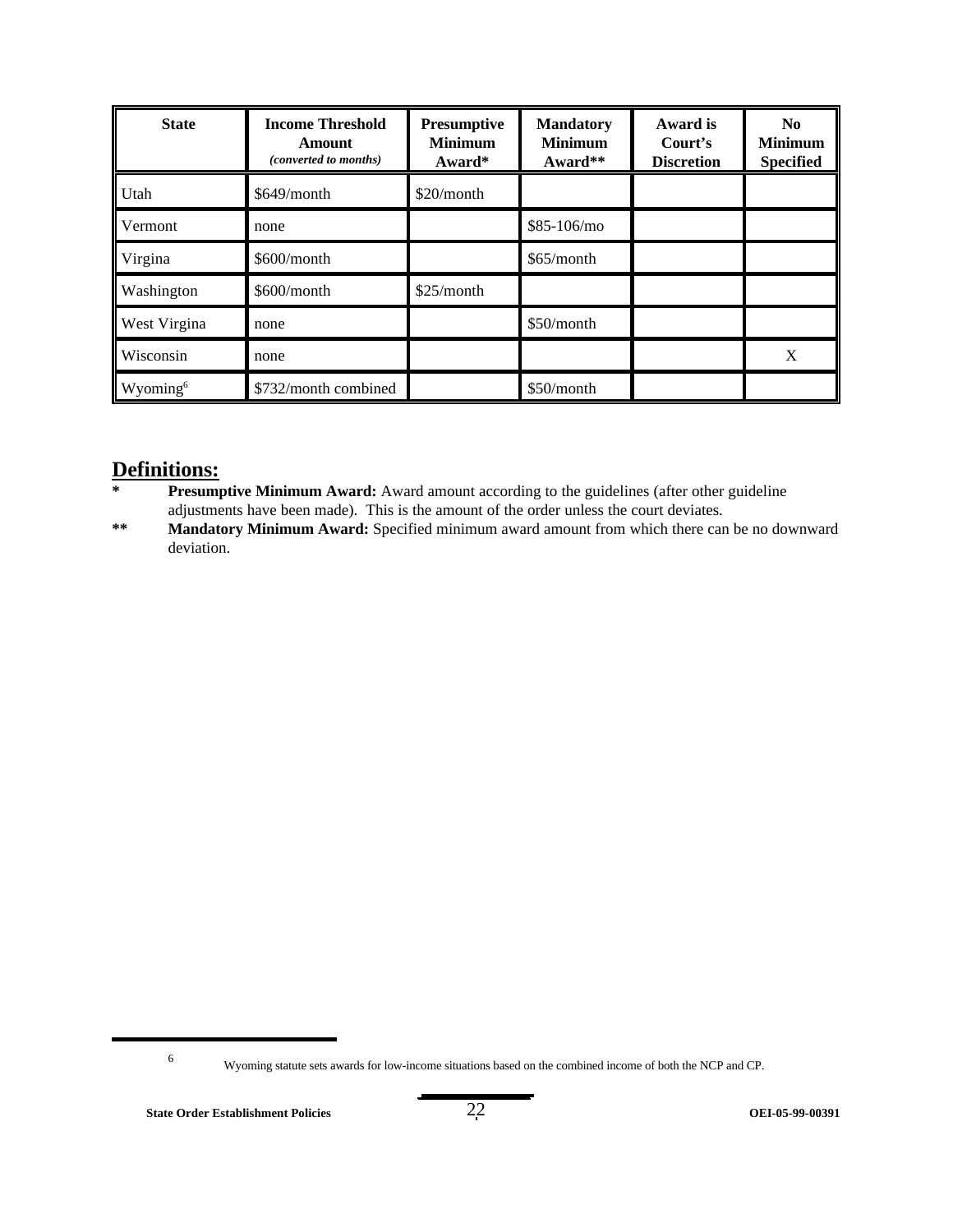| State | Income Threshold Amount *(converted to months)* | Presumptive Minimum Award* | Mandatory Minimum Award** | Award is Court's Discretion | No Minimum Specified |
|---|---|---|---|---|---|
| Utah | $649/month | $20/month | | | |
| Vermont | none | | $85-106/mo | | |
| Virgina | $600/month | | $65/month | | |
| Washington | $600/month | $25/month | | | |
| West Virgina | none | | $50/month | | |
| Wisconsin | none | | | | X |
| Wyoming[6] | $732/month combined | | $50/month | | |

## Definitions:

\* **Presumptive Minimum Award:** Award amount according to the guidelines (after other guideline adjustments have been made). This is the amount of the order unless the court deviates.

\*\* **Mandatory Minimum Award:** Specified minimum award amount from which there can be no downward deviation.

[6] Wyoming statute sets awards for low-income situations based on the combined income of both the NCP and CP.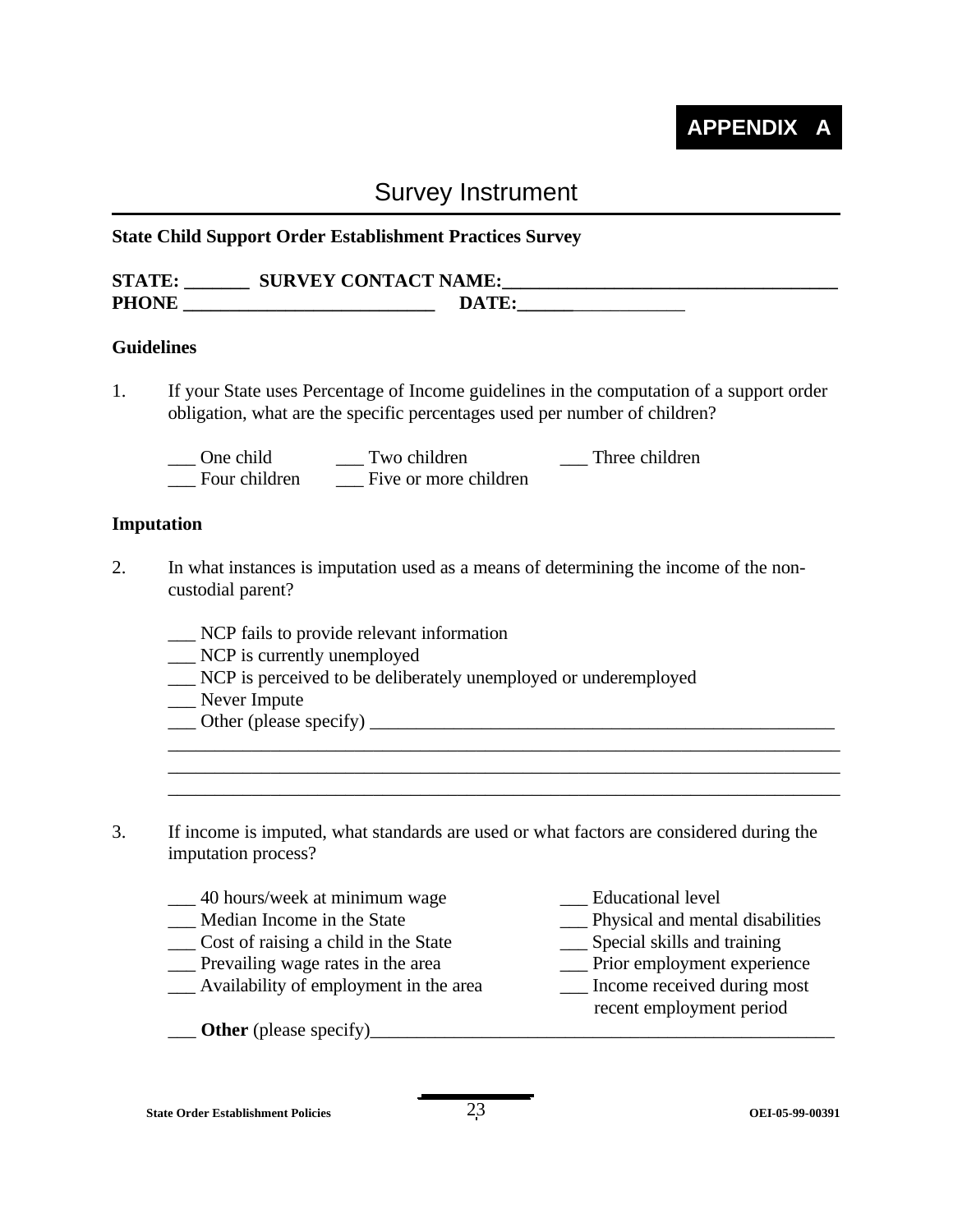**APPENDIX A**

# Survey Instrument

**State Child Support Order Establishment Practices Survey**

**STATE: _______ SURVEY CONTACT NAME:___________________________________**
**PHONE ___________________________ DATE:______**____________

**Guidelines**

1. If your State uses Percentage of Income guidelines in the computation of a support order obligation, what are the specific percentages used per number of children?

   ___ One child ___ Two children ___ Three children
   ___ Four children ___ Five or more children

**Imputation**

2. In what instances is imputation used as a means of determining the income of the non-custodial parent?

   ___ NCP fails to provide relevant information
   ___ NCP is currently unemployed
   ___ NCP is perceived to be deliberately unemployed or underemployed
   ___ Never Impute
   ___ Other (please specify) ____________________________________________________
   ___________________________________________________________________________
   ___________________________________________________________________________
   ___________________________________________________________________________

3. If income is imputed, what standards are used or what factors are considered during the imputation process?

   ___ 40 hours/week at minimum wage
   ___ Median Income in the State
   ___ Cost of raising a child in the State
   ___ Prevailing wage rates in the area
   ___ Availability of employment in the area
   ___ Educational level
   ___ Physical and mental disabilities
   ___ Special skills and training
   ___ Prior employment experience
   ___ Income received during most recent employment period
   ___ **Other** (please specify)____________________________________________________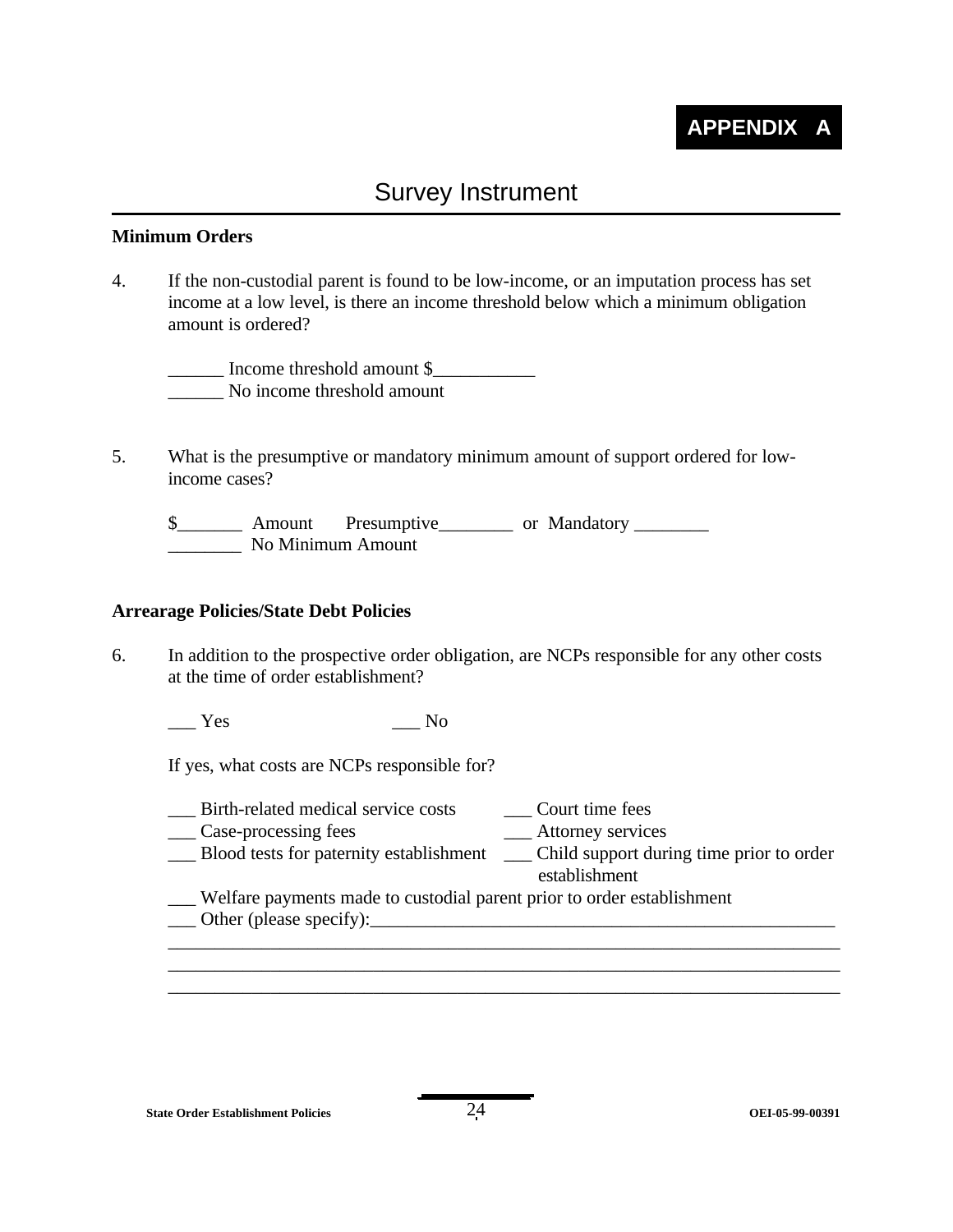**APPENDIX A**

# Survey Instrument

**Minimum Orders**

4. If the non-custodial parent is found to be low-income, or an imputation process has set income at a low level, is there an income threshold below which a minimum obligation amount is ordered?

   ______ Income threshold amount $___________
   ______ No income threshold amount

5. What is the presumptive or mandatory minimum amount of support ordered for low-income cases?

   $_______ Amount Presumptive________ or Mandatory ________
   ________ No Minimum Amount

**Arrearage Policies/State Debt Policies**

6. In addition to the prospective order obligation, are NCPs responsible for any other costs at the time of order establishment?

   ___ Yes ___ No

   If yes, what costs are NCPs responsible for?

   ___ Birth-related medical service costs
   ___ Court time fees
   ___ Case-processing fees
   ___ Attorney services
   ___ Blood tests for paternity establishment
   ___ Child support during time prior to order establishment
   ___ Welfare payments made to custodial parent prior to order establishment
   ___ Other (please specify):_____________________________________________________
   ______________________________________________________________________________
   ______________________________________________________________________________
   ______________________________________________________________________________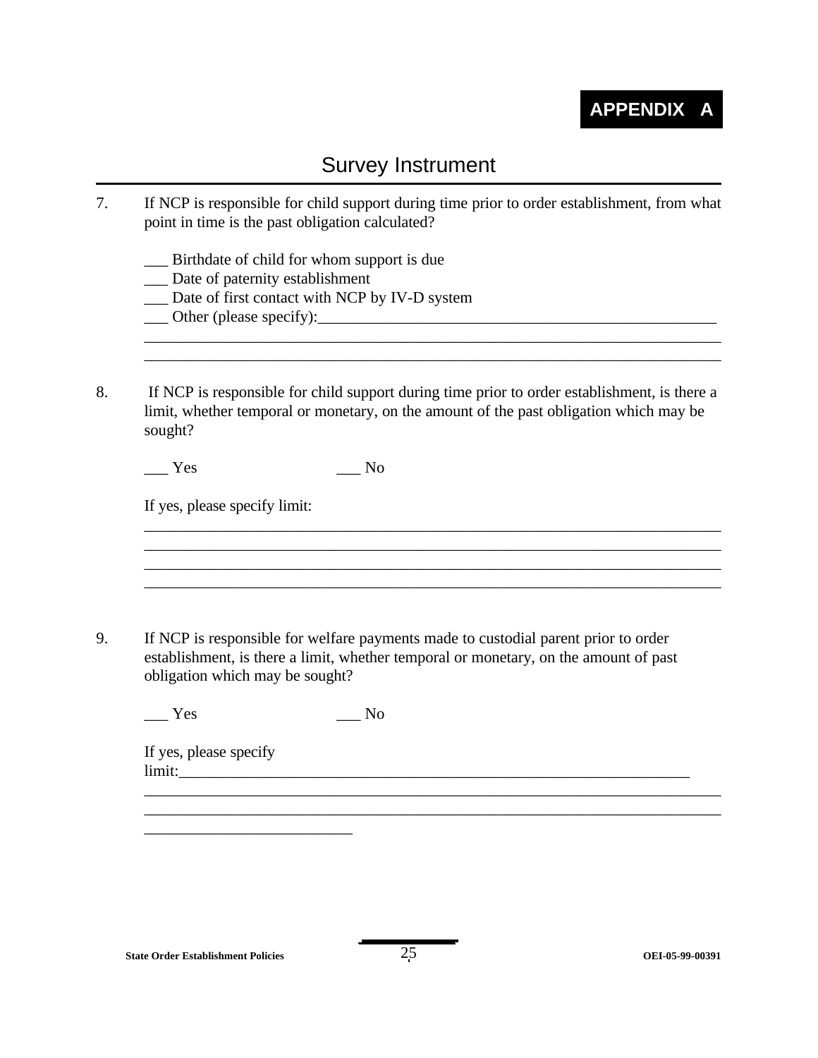**APPENDIX A**

# Survey Instrument

7. If NCP is responsible for child support during time prior to order establishment, from what point in time is the past obligation calculated?

   ___ Birthdate of child for whom support is due
   ___ Date of paternity establishment
   ___ Date of first contact with NCP by IV-D system
   ___ Other (please specify):___________________________________________________
   ___________________________________________________________________________
   ___________________________________________________________________________

8. If NCP is responsible for child support during time prior to order establishment, is there a limit, whether temporal or monetary, on the amount of the past obligation which may be sought?

   ___ Yes ___ No

   If yes, please specify limit:
   ___________________________________________________________________________
   ___________________________________________________________________________
   ___________________________________________________________________________
   ___________________________________________________________________________

9. If NCP is responsible for welfare payments made to custodial parent prior to order establishment, is there a limit, whether temporal or monetary, on the amount of past obligation which may be sought?

   ___ Yes ___ No

   If yes, please specify limit:_______________________________________________________________
   ___________________________________________________________________________
   ___________________________________________________________________________
   __________________________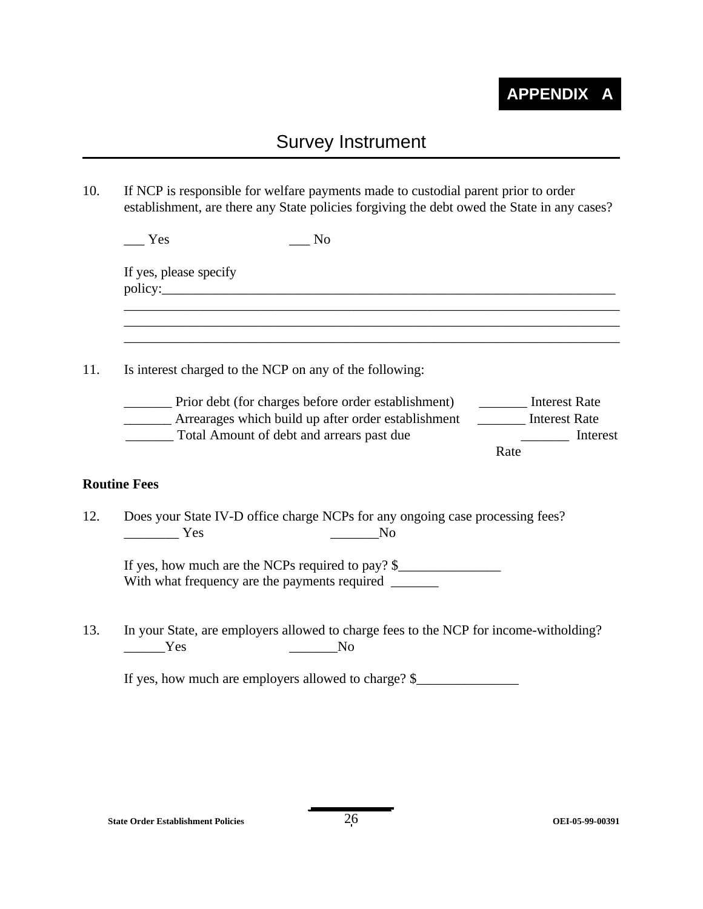# APPENDIX A

## Survey Instrument

10. If NCP is responsible for welfare payments made to custodial parent prior to order establishment, are there any State policies forgiving the debt owed the State in any cases?

    ___ Yes ___ No

    If yes, please specify policy:_____________________________________________________________________
    ___________________________________________________________________________
    ___________________________________________________________________________
    ___________________________________________________________________________

11. Is interest charged to the NCP on any of the following:

    _______ Prior debt (for charges before order establishment) _______ Interest Rate
    _______ Arrearages which build up after order establishment _______ Interest Rate
    _______ Total Amount of debt and arrears past due _______ Interest Rate

**Routine Fees**

12. Does your State IV-D office charge NCPs for any ongoing case processing fees?
    ________ Yes _______No

    If yes, how much are the NCPs required to pay? $_______________
    With what frequency are the payments required _______

13. In your State, are employers allowed to charge fees to the NCP for income-witholding?
    ______Yes _______No

    If yes, how much are employers allowed to charge? $_______________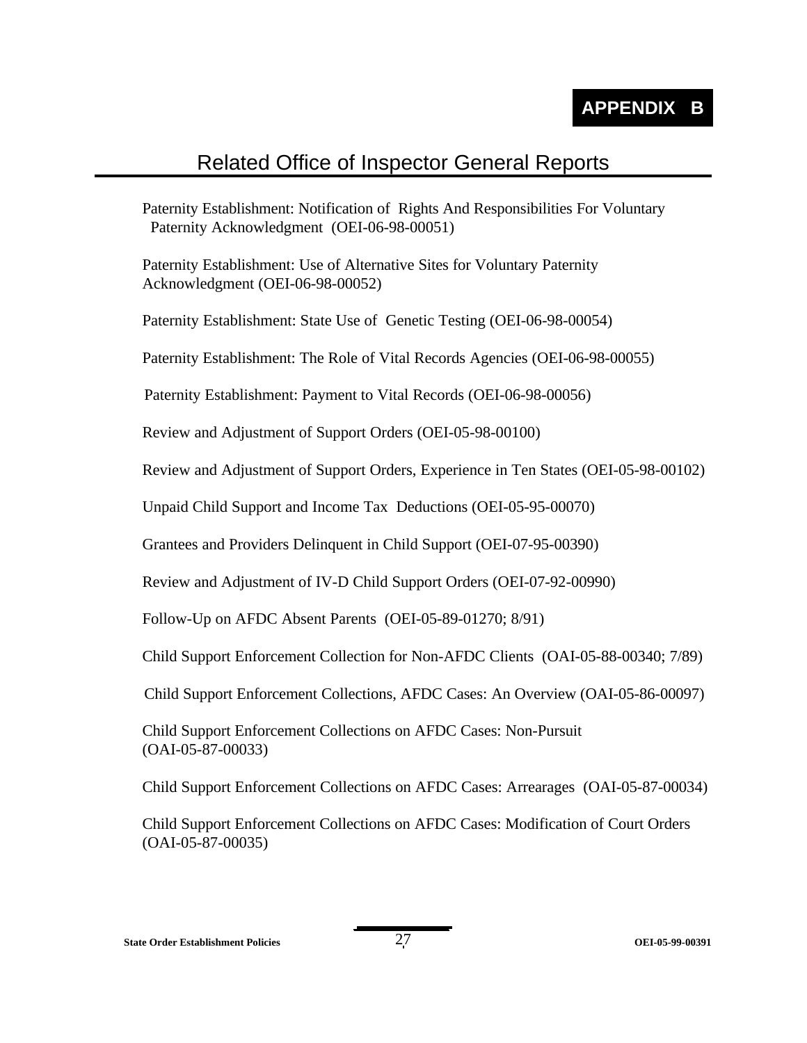**APPENDIX B**

# Related Office of Inspector General Reports

Paternity Establishment: Notification of Rights And Responsibilities For Voluntary Paternity Acknowledgment (OEI-06-98-00051)

Paternity Establishment: Use of Alternative Sites for Voluntary Paternity Acknowledgment (OEI-06-98-00052)

Paternity Establishment: State Use of Genetic Testing (OEI-06-98-00054)

Paternity Establishment: The Role of Vital Records Agencies (OEI-06-98-00055)

Paternity Establishment: Payment to Vital Records (OEI-06-98-00056)

Review and Adjustment of Support Orders (OEI-05-98-00100)

Review and Adjustment of Support Orders, Experience in Ten States (OEI-05-98-00102)

Unpaid Child Support and Income Tax Deductions (OEI-05-95-00070)

Grantees and Providers Delinquent in Child Support (OEI-07-95-00390)

Review and Adjustment of IV-D Child Support Orders (OEI-07-92-00990)

Follow-Up on AFDC Absent Parents (OEI-05-89-01270; 8/91)

Child Support Enforcement Collection for Non-AFDC Clients (OAI-05-88-00340; 7/89)

Child Support Enforcement Collections, AFDC Cases: An Overview (OAI-05-86-00097)

Child Support Enforcement Collections on AFDC Cases: Non-Pursuit (OAI-05-87-00033)

Child Support Enforcement Collections on AFDC Cases: Arrearages (OAI-05-87-00034)

Child Support Enforcement Collections on AFDC Cases: Modification of Court Orders (OAI-05-87-00035)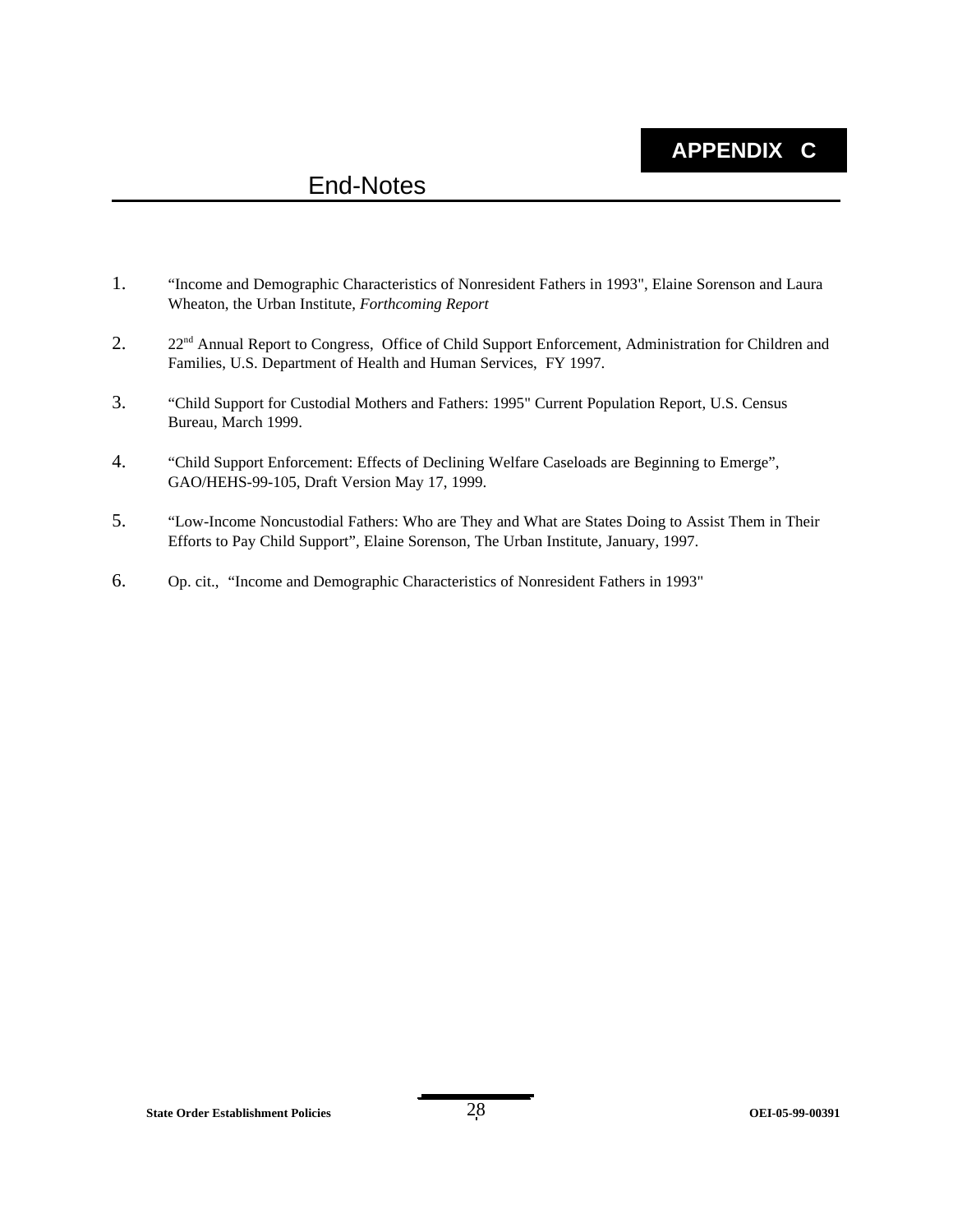# APPENDIX C

## End-Notes

1. "Income and Demographic Characteristics of Nonresident Fathers in 1993", Elaine Sorenson and Laura Wheaton, the Urban Institute, *Forthcoming Report*

2. 22nd Annual Report to Congress, Office of Child Support Enforcement, Administration for Children and Families, U.S. Department of Health and Human Services, FY 1997.

3. "Child Support for Custodial Mothers and Fathers: 1995" Current Population Report, U.S. Census Bureau, March 1999.

4. "Child Support Enforcement: Effects of Declining Welfare Caseloads are Beginning to Emerge", GAO/HEHS-99-105, Draft Version May 17, 1999.

5. "Low-Income Noncustodial Fathers: Who are They and What are States Doing to Assist Them in Their Efforts to Pay Child Support", Elaine Sorenson, The Urban Institute, January, 1997.

6. Op. cit., "Income and Demographic Characteristics of Nonresident Fathers in 1993"